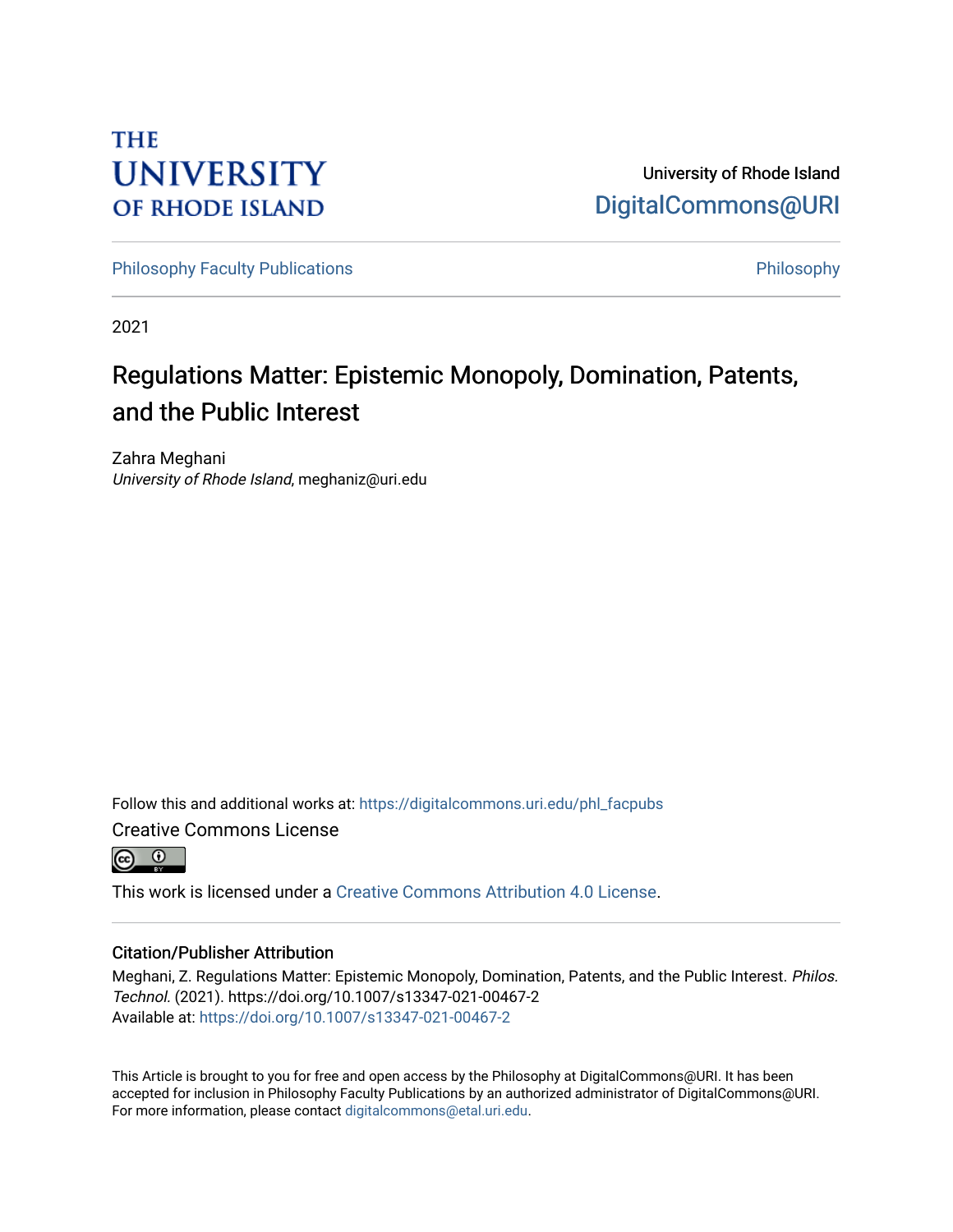THE UNIVERSITY OF RHODE ISLAND

University of Rhode Island
DigitalCommons@URI

Philosophy Faculty Publications | Philosophy

2021

# Regulations Matter: Epistemic Monopoly, Domination, Patents, and the Public Interest

Zahra Meghani
*University of Rhode Island*, meghaniz@uri.edu

Follow this and additional works at: https://digitalcommons.uri.edu/phl_facpubs

Creative Commons License

This work is licensed under a Creative Commons Attribution 4.0 License.

### Citation/Publisher Attribution

Meghani, Z. Regulations Matter: Epistemic Monopoly, Domination, Patents, and the Public Interest. *Philos. Technol.* (2021). https://doi.org/10.1007/s13347-021-00467-2
Available at: https://doi.org/10.1007/s13347-021-00467-2

This Article is brought to you for free and open access by the Philosophy at DigitalCommons@URI. It has been accepted for inclusion in Philosophy Faculty Publications by an authorized administrator of DigitalCommons@URI. For more information, please contact digitalcommons@etal.uri.edu.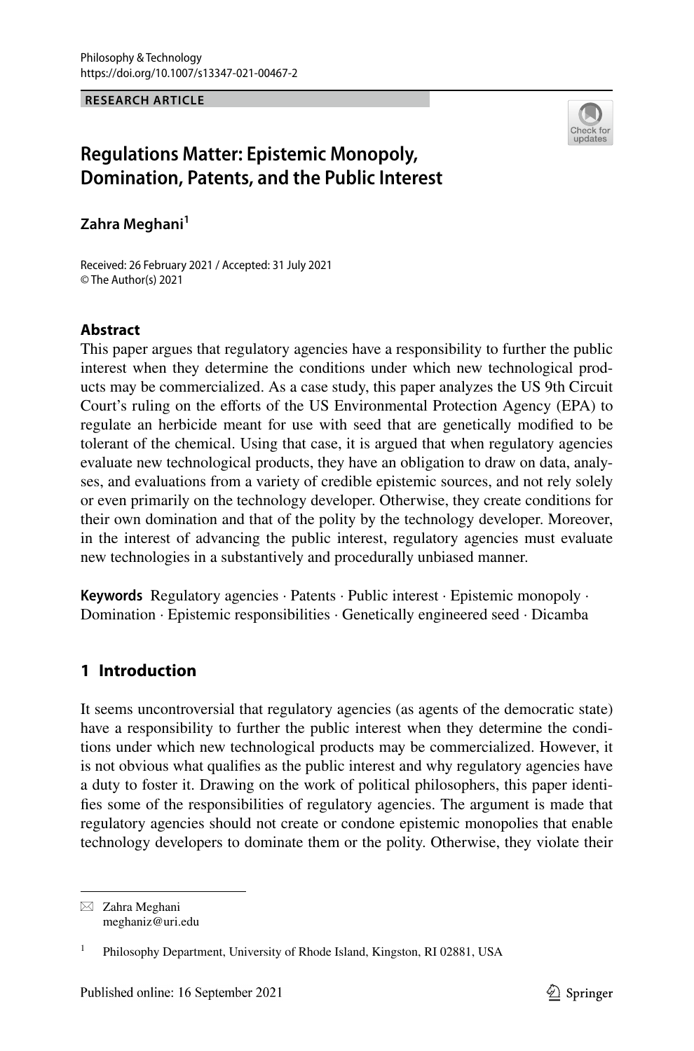**RESEARCH ARTICLE**

# Regulations Matter: Epistemic Monopoly, Domination, Patents, and the Public Interest

**Zahra Meghani**[1]

Received: 26 February 2021 / Accepted: 31 July 2021
© The Author(s) 2021

## Abstract

This paper argues that regulatory agencies have a responsibility to further the public interest when they determine the conditions under which new technological products may be commercialized. As a case study, this paper analyzes the US 9th Circuit Court's ruling on the efforts of the US Environmental Protection Agency (EPA) to regulate an herbicide meant for use with seed that are genetically modified to be tolerant of the chemical. Using that case, it is argued that when regulatory agencies evaluate new technological products, they have an obligation to draw on data, analyses, and evaluations from a variety of credible epistemic sources, and not rely solely or even primarily on the technology developer. Otherwise, they create conditions for their own domination and that of the polity by the technology developer. Moreover, in the interest of advancing the public interest, regulatory agencies must evaluate new technologies in a substantively and procedurally unbiased manner.

**Keywords** Regulatory agencies · Patents · Public interest · Epistemic monopoly · Domination · Epistemic responsibilities · Genetically engineered seed · Dicamba

## 1 Introduction

It seems uncontroversial that regulatory agencies (as agents of the democratic state) have a responsibility to further the public interest when they determine the conditions under which new technological products may be commercialized. However, it is not obvious what qualifies as the public interest and why regulatory agencies have a duty to foster it. Drawing on the work of political philosophers, this paper identifies some of the responsibilities of regulatory agencies. The argument is made that regulatory agencies should not create or condone epistemic monopolies that enable technology developers to dominate them or the polity. Otherwise, they violate their

---

✉ Zahra Meghani
meghaniz@uri.edu

[1] Philosophy Department, University of Rhode Island, Kingston, RI 02881, USA

Published online: 16 September 2021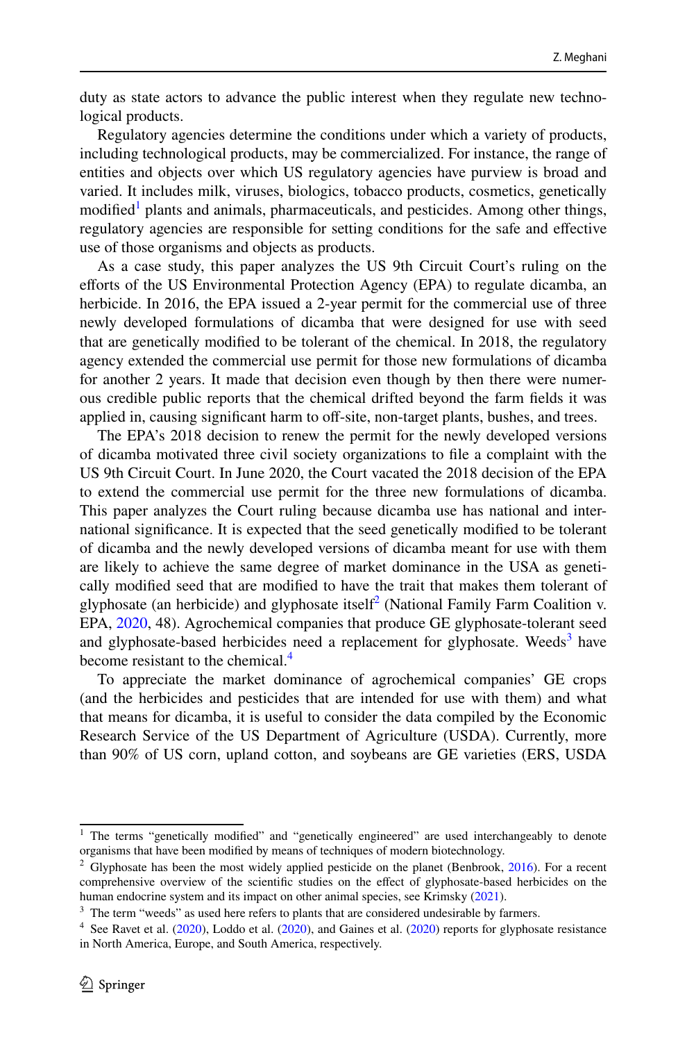duty as state actors to advance the public interest when they regulate new technological products.

Regulatory agencies determine the conditions under which a variety of products, including technological products, may be commercialized. For instance, the range of entities and objects over which US regulatory agencies have purview is broad and varied. It includes milk, viruses, biologics, tobacco products, cosmetics, genetically modified[1] plants and animals, pharmaceuticals, and pesticides. Among other things, regulatory agencies are responsible for setting conditions for the safe and effective use of those organisms and objects as products.

As a case study, this paper analyzes the US 9th Circuit Court's ruling on the efforts of the US Environmental Protection Agency (EPA) to regulate dicamba, an herbicide. In 2016, the EPA issued a 2-year permit for the commercial use of three newly developed formulations of dicamba that were designed for use with seed that are genetically modified to be tolerant of the chemical. In 2018, the regulatory agency extended the commercial use permit for those new formulations of dicamba for another 2 years. It made that decision even though by then there were numerous credible public reports that the chemical drifted beyond the farm fields it was applied in, causing significant harm to off-site, non-target plants, bushes, and trees.

The EPA's 2018 decision to renew the permit for the newly developed versions of dicamba motivated three civil society organizations to file a complaint with the US 9th Circuit Court. In June 2020, the Court vacated the 2018 decision of the EPA to extend the commercial use permit for the three new formulations of dicamba. This paper analyzes the Court ruling because dicamba use has national and international significance. It is expected that the seed genetically modified to be tolerant of dicamba and the newly developed versions of dicamba meant for use with them are likely to achieve the same degree of market dominance in the USA as genetically modified seed that are modified to have the trait that makes them tolerant of glyphosate (an herbicide) and glyphosate itself[2] (National Family Farm Coalition v. EPA, 2020, 48). Agrochemical companies that produce GE glyphosate-tolerant seed and glyphosate-based herbicides need a replacement for glyphosate. Weeds[3] have become resistant to the chemical.[4]

To appreciate the market dominance of agrochemical companies' GE crops (and the herbicides and pesticides that are intended for use with them) and what that means for dicamba, it is useful to consider the data compiled by the Economic Research Service of the US Department of Agriculture (USDA). Currently, more than 90% of US corn, upland cotton, and soybeans are GE varieties (ERS, USDA

---

[1] The terms "genetically modified" and "genetically engineered" are used interchangeably to denote organisms that have been modified by means of techniques of modern biotechnology.

[2] Glyphosate has been the most widely applied pesticide on the planet (Benbrook, 2016). For a recent comprehensive overview of the scientific studies on the effect of glyphosate-based herbicides on the human endocrine system and its impact on other animal species, see Krimsky (2021).

[3] The term "weeds" as used here refers to plants that are considered undesirable by farmers.

[4] See Ravet et al. (2020), Loddo et al. (2020), and Gaines et al. (2020) reports for glyphosate resistance in North America, Europe, and South America, respectively.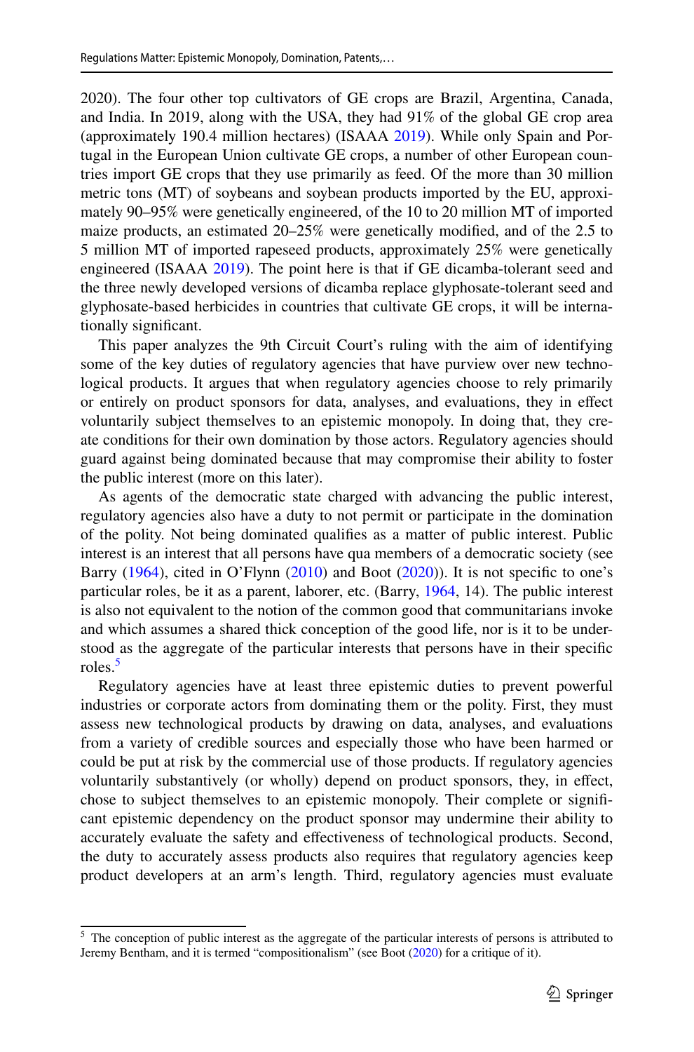2020). The four other top cultivators of GE crops are Brazil, Argentina, Canada, and India. In 2019, along with the USA, they had 91% of the global GE crop area (approximately 190.4 million hectares) (ISAAA 2019). While only Spain and Portugal in the European Union cultivate GE crops, a number of other European countries import GE crops that they use primarily as feed. Of the more than 30 million metric tons (MT) of soybeans and soybean products imported by the EU, approximately 90–95% were genetically engineered, of the 10 to 20 million MT of imported maize products, an estimated 20–25% were genetically modified, and of the 2.5 to 5 million MT of imported rapeseed products, approximately 25% were genetically engineered (ISAAA 2019). The point here is that if GE dicamba-tolerant seed and the three newly developed versions of dicamba replace glyphosate-tolerant seed and glyphosate-based herbicides in countries that cultivate GE crops, it will be internationally significant.

This paper analyzes the 9th Circuit Court's ruling with the aim of identifying some of the key duties of regulatory agencies that have purview over new technological products. It argues that when regulatory agencies choose to rely primarily or entirely on product sponsors for data, analyses, and evaluations, they in effect voluntarily subject themselves to an epistemic monopoly. In doing that, they create conditions for their own domination by those actors. Regulatory agencies should guard against being dominated because that may compromise their ability to foster the public interest (more on this later).

As agents of the democratic state charged with advancing the public interest, regulatory agencies also have a duty to not permit or participate in the domination of the polity. Not being dominated qualifies as a matter of public interest. Public interest is an interest that all persons have qua members of a democratic society (see Barry (1964), cited in O'Flynn (2010) and Boot (2020)). It is not specific to one's particular roles, be it as a parent, laborer, etc. (Barry, 1964, 14). The public interest is also not equivalent to the notion of the common good that communitarians invoke and which assumes a shared thick conception of the good life, nor is it to be understood as the aggregate of the particular interests that persons have in their specific roles.[5]

Regulatory agencies have at least three epistemic duties to prevent powerful industries or corporate actors from dominating them or the polity. First, they must assess new technological products by drawing on data, analyses, and evaluations from a variety of credible sources and especially those who have been harmed or could be put at risk by the commercial use of those products. If regulatory agencies voluntarily substantively (or wholly) depend on product sponsors, they, in effect, chose to subject themselves to an epistemic monopoly. Their complete or significant epistemic dependency on the product sponsor may undermine their ability to accurately evaluate the safety and effectiveness of technological products. Second, the duty to accurately assess products also requires that regulatory agencies keep product developers at an arm's length. Third, regulatory agencies must evaluate

[5] The conception of public interest as the aggregate of the particular interests of persons is attributed to Jeremy Bentham, and it is termed "compositionalism" (see Boot (2020) for a critique of it).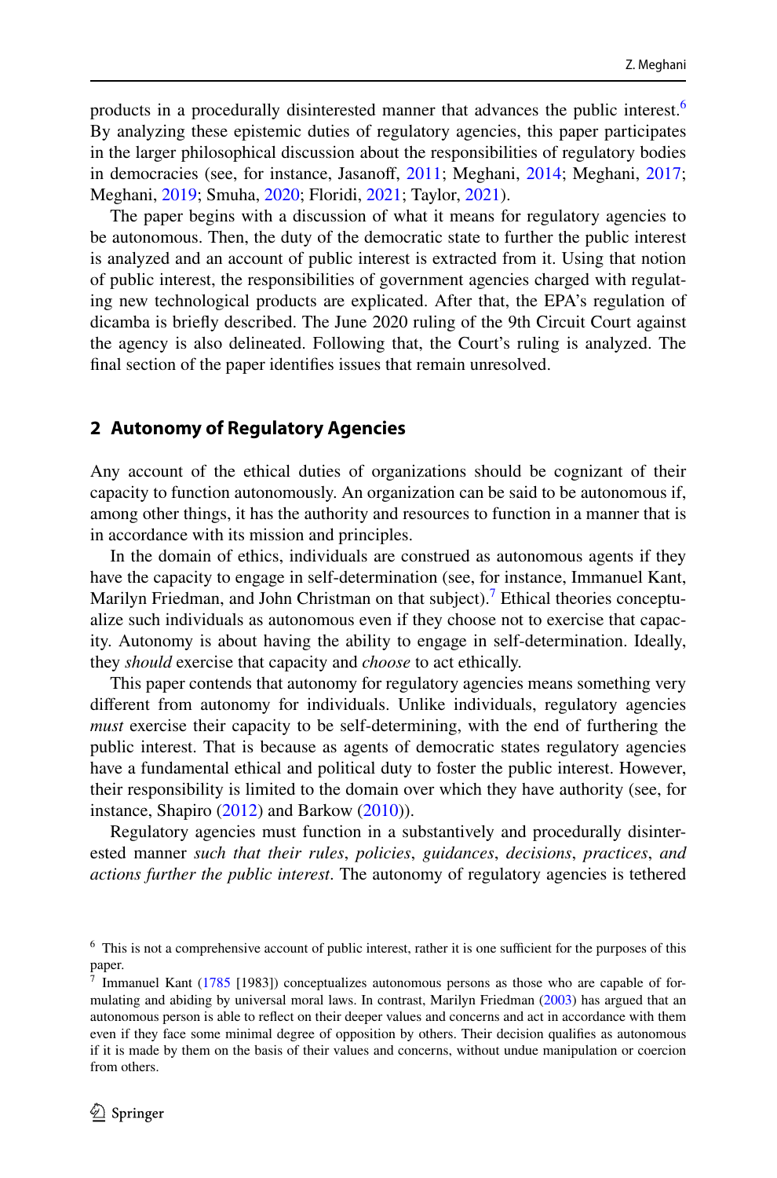products in a procedurally disinterested manner that advances the public interest.[6] By analyzing these epistemic duties of regulatory agencies, this paper participates in the larger philosophical discussion about the responsibilities of regulatory bodies in democracies (see, for instance, Jasanoff, 2011; Meghani, 2014; Meghani, 2017; Meghani, 2019; Smuha, 2020; Floridi, 2021; Taylor, 2021).

The paper begins with a discussion of what it means for regulatory agencies to be autonomous. Then, the duty of the democratic state to further the public interest is analyzed and an account of public interest is extracted from it. Using that notion of public interest, the responsibilities of government agencies charged with regulating new technological products are explicated. After that, the EPA's regulation of dicamba is briefly described. The June 2020 ruling of the 9th Circuit Court against the agency is also delineated. Following that, the Court's ruling is analyzed. The final section of the paper identifies issues that remain unresolved.

## 2 Autonomy of Regulatory Agencies

Any account of the ethical duties of organizations should be cognizant of their capacity to function autonomously. An organization can be said to be autonomous if, among other things, it has the authority and resources to function in a manner that is in accordance with its mission and principles.

In the domain of ethics, individuals are construed as autonomous agents if they have the capacity to engage in self-determination (see, for instance, Immanuel Kant, Marilyn Friedman, and John Christman on that subject).[7] Ethical theories conceptualize such individuals as autonomous even if they choose not to exercise that capacity. Autonomy is about having the ability to engage in self-determination. Ideally, they *should* exercise that capacity and *choose* to act ethically.

This paper contends that autonomy for regulatory agencies means something very different from autonomy for individuals. Unlike individuals, regulatory agencies *must* exercise their capacity to be self-determining, with the end of furthering the public interest. That is because as agents of democratic states regulatory agencies have a fundamental ethical and political duty to foster the public interest. However, their responsibility is limited to the domain over which they have authority (see, for instance, Shapiro (2012) and Barkow (2010)).

Regulatory agencies must function in a substantively and procedurally disinterested manner *such that their rules, policies, guidances, decisions, practices, and actions further the public interest*. The autonomy of regulatory agencies is tethered

---

[6] This is not a comprehensive account of public interest, rather it is one sufficient for the purposes of this paper.

[7] Immanuel Kant (1785 [1983]) conceptualizes autonomous persons as those who are capable of formulating and abiding by universal moral laws. In contrast, Marilyn Friedman (2003) has argued that an autonomous person is able to reflect on their deeper values and concerns and act in accordance with them even if they face some minimal degree of opposition by others. Their decision qualifies as autonomous if it is made by them on the basis of their values and concerns, without undue manipulation or coercion from others.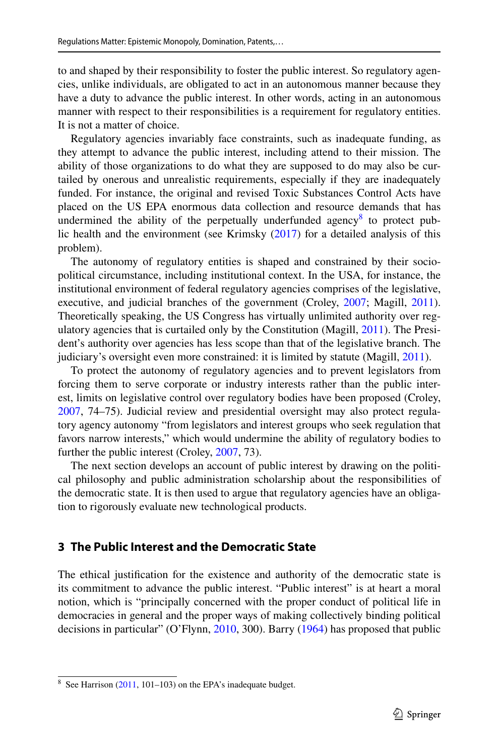to and shaped by their responsibility to foster the public interest. So regulatory agencies, unlike individuals, are obligated to act in an autonomous manner because they have a duty to advance the public interest. In other words, acting in an autonomous manner with respect to their responsibilities is a requirement for regulatory entities. It is not a matter of choice.

Regulatory agencies invariably face constraints, such as inadequate funding, as they attempt to advance the public interest, including attend to their mission. The ability of those organizations to do what they are supposed to do may also be curtailed by onerous and unrealistic requirements, especially if they are inadequately funded. For instance, the original and revised Toxic Substances Control Acts have placed on the US EPA enormous data collection and resource demands that has undermined the ability of the perpetually underfunded agency[8] to protect public health and the environment (see Krimsky (2017) for a detailed analysis of this problem).

The autonomy of regulatory entities is shaped and constrained by their sociopolitical circumstance, including institutional context. In the USA, for instance, the institutional environment of federal regulatory agencies comprises of the legislative, executive, and judicial branches of the government (Croley, 2007; Magill, 2011). Theoretically speaking, the US Congress has virtually unlimited authority over regulatory agencies that is curtailed only by the Constitution (Magill, 2011). The President's authority over agencies has less scope than that of the legislative branch. The judiciary's oversight even more constrained: it is limited by statute (Magill, 2011).

To protect the autonomy of regulatory agencies and to prevent legislators from forcing them to serve corporate or industry interests rather than the public interest, limits on legislative control over regulatory bodies have been proposed (Croley, 2007, 74–75). Judicial review and presidential oversight may also protect regulatory agency autonomy "from legislators and interest groups who seek regulation that favors narrow interests," which would undermine the ability of regulatory bodies to further the public interest (Croley, 2007, 73).

The next section develops an account of public interest by drawing on the political philosophy and public administration scholarship about the responsibilities of the democratic state. It is then used to argue that regulatory agencies have an obligation to rigorously evaluate new technological products.

## 3 The Public Interest and the Democratic State

The ethical justification for the existence and authority of the democratic state is its commitment to advance the public interest. "Public interest" is at heart a moral notion, which is "principally concerned with the proper conduct of political life in democracies in general and the proper ways of making collectively binding political decisions in particular" (O'Flynn, 2010, 300). Barry (1964) has proposed that public

[8] See Harrison (2011, 101–103) on the EPA's inadequate budget.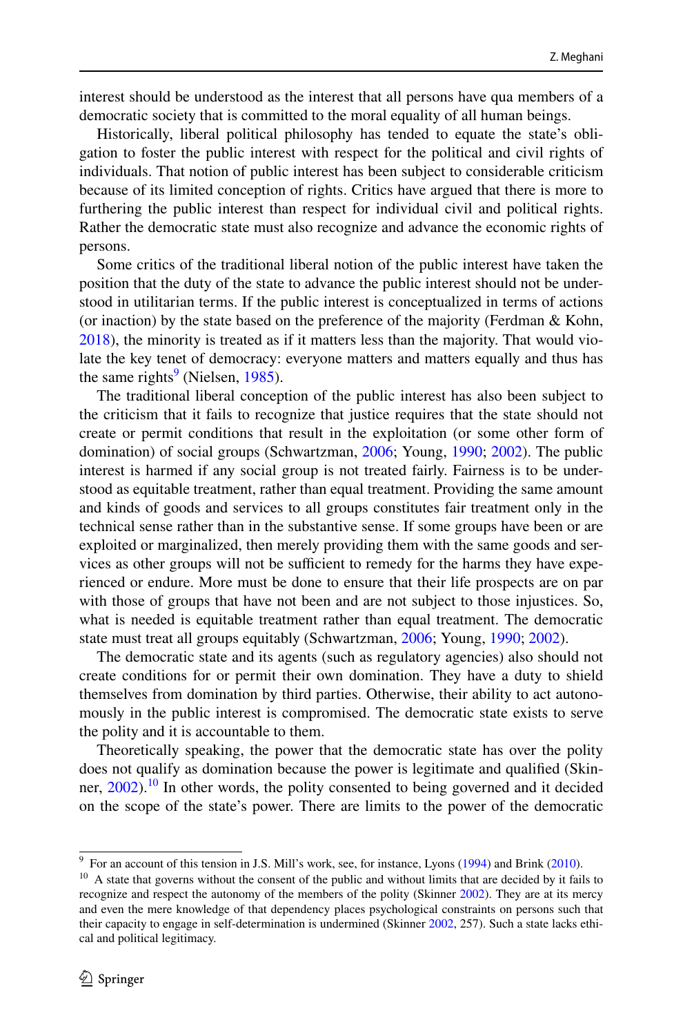interest should be understood as the interest that all persons have qua members of a democratic society that is committed to the moral equality of all human beings.

Historically, liberal political philosophy has tended to equate the state's obligation to foster the public interest with respect for the political and civil rights of individuals. That notion of public interest has been subject to considerable criticism because of its limited conception of rights. Critics have argued that there is more to furthering the public interest than respect for individual civil and political rights. Rather the democratic state must also recognize and advance the economic rights of persons.

Some critics of the traditional liberal notion of the public interest have taken the position that the duty of the state to advance the public interest should not be understood in utilitarian terms. If the public interest is conceptualized in terms of actions (or inaction) by the state based on the preference of the majority (Ferdman & Kohn, 2018), the minority is treated as if it matters less than the majority. That would violate the key tenet of democracy: everyone matters and matters equally and thus has the same rights[9] (Nielsen, 1985).

The traditional liberal conception of the public interest has also been subject to the criticism that it fails to recognize that justice requires that the state should not create or permit conditions that result in the exploitation (or some other form of domination) of social groups (Schwartzman, 2006; Young, 1990; 2002). The public interest is harmed if any social group is not treated fairly. Fairness is to be understood as equitable treatment, rather than equal treatment. Providing the same amount and kinds of goods and services to all groups constitutes fair treatment only in the technical sense rather than in the substantive sense. If some groups have been or are exploited or marginalized, then merely providing them with the same goods and services as other groups will not be sufficient to remedy for the harms they have experienced or endure. More must be done to ensure that their life prospects are on par with those of groups that have not been and are not subject to those injustices. So, what is needed is equitable treatment rather than equal treatment. The democratic state must treat all groups equitably (Schwartzman, 2006; Young, 1990; 2002).

The democratic state and its agents (such as regulatory agencies) also should not create conditions for or permit their own domination. They have a duty to shield themselves from domination by third parties. Otherwise, their ability to act autonomously in the public interest is compromised. The democratic state exists to serve the polity and it is accountable to them.

Theoretically speaking, the power that the democratic state has over the polity does not qualify as domination because the power is legitimate and qualified (Skinner, 2002).[10] In other words, the polity consented to being governed and it decided on the scope of the state's power. There are limits to the power of the democratic

---

[9] For an account of this tension in J.S. Mill's work, see, for instance, Lyons (1994) and Brink (2010).

[10] A state that governs without the consent of the public and without limits that are decided by it fails to recognize and respect the autonomy of the members of the polity (Skinner 2002). They are at its mercy and even the mere knowledge of that dependency places psychological constraints on persons such that their capacity to engage in self-determination is undermined (Skinner 2002, 257). Such a state lacks ethical and political legitimacy.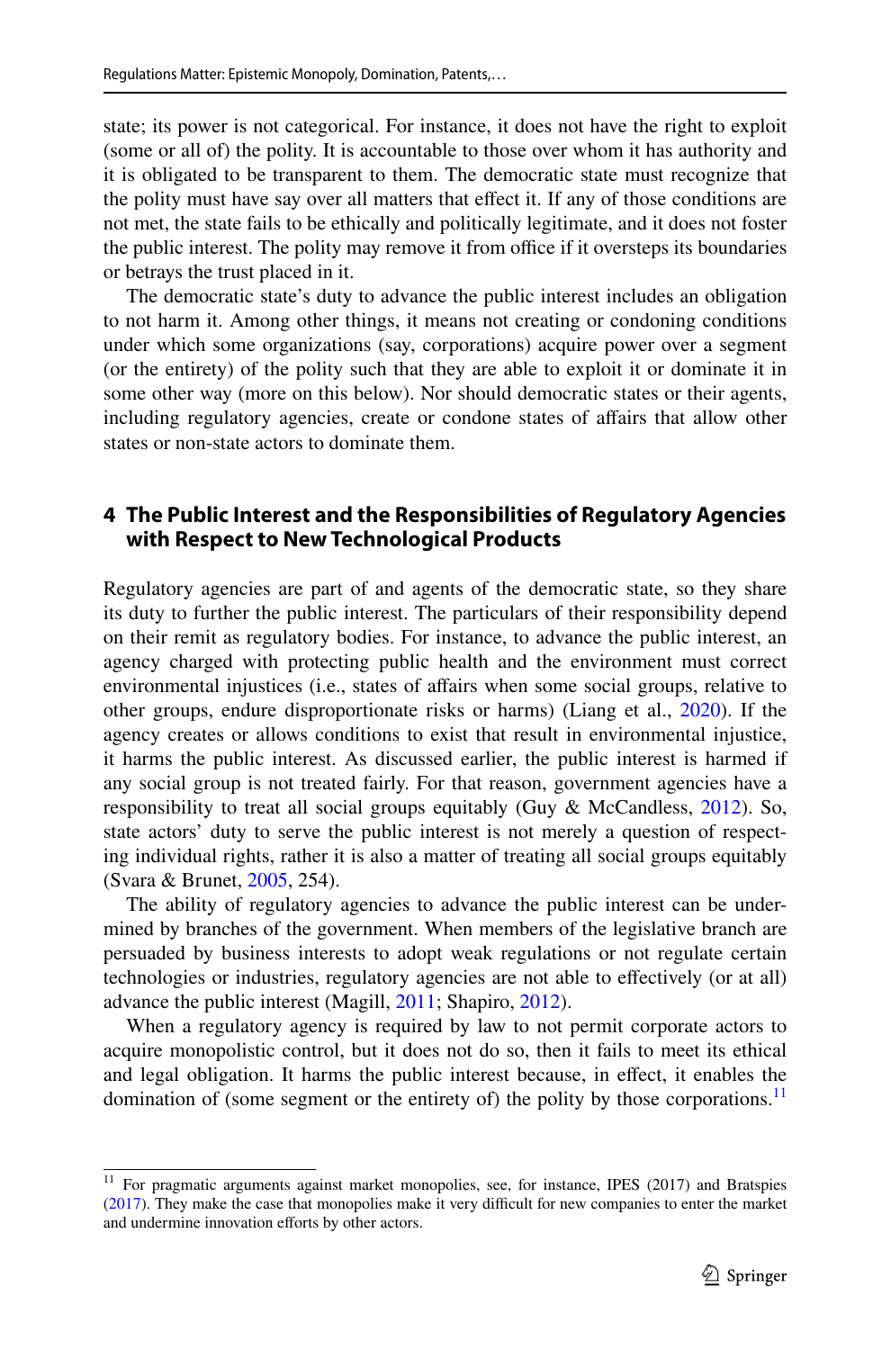state; its power is not categorical. For instance, it does not have the right to exploit (some or all of) the polity. It is accountable to those over whom it has authority and it is obligated to be transparent to them. The democratic state must recognize that the polity must have say over all matters that effect it. If any of those conditions are not met, the state fails to be ethically and politically legitimate, and it does not foster the public interest. The polity may remove it from office if it oversteps its boundaries or betrays the trust placed in it.

The democratic state's duty to advance the public interest includes an obligation to not harm it. Among other things, it means not creating or condoning conditions under which some organizations (say, corporations) acquire power over a segment (or the entirety) of the polity such that they are able to exploit it or dominate it in some other way (more on this below). Nor should democratic states or their agents, including regulatory agencies, create or condone states of affairs that allow other states or non-state actors to dominate them.

## 4 The Public Interest and the Responsibilities of Regulatory Agencies with Respect to New Technological Products

Regulatory agencies are part of and agents of the democratic state, so they share its duty to further the public interest. The particulars of their responsibility depend on their remit as regulatory bodies. For instance, to advance the public interest, an agency charged with protecting public health and the environment must correct environmental injustices (i.e., states of affairs when some social groups, relative to other groups, endure disproportionate risks or harms) (Liang et al., 2020). If the agency creates or allows conditions to exist that result in environmental injustice, it harms the public interest. As discussed earlier, the public interest is harmed if any social group is not treated fairly. For that reason, government agencies have a responsibility to treat all social groups equitably (Guy & McCandless, 2012). So, state actors' duty to serve the public interest is not merely a question of respecting individual rights, rather it is also a matter of treating all social groups equitably (Svara & Brunet, 2005, 254).

The ability of regulatory agencies to advance the public interest can be undermined by branches of the government. When members of the legislative branch are persuaded by business interests to adopt weak regulations or not regulate certain technologies or industries, regulatory agencies are not able to effectively (or at all) advance the public interest (Magill, 2011; Shapiro, 2012).

When a regulatory agency is required by law to not permit corporate actors to acquire monopolistic control, but it does not do so, then it fails to meet its ethical and legal obligation. It harms the public interest because, in effect, it enables the domination of (some segment or the entirety of) the polity by those corporations.[11]

[11] For pragmatic arguments against market monopolies, see, for instance, IPES (2017) and Bratspies (2017). They make the case that monopolies make it very difficult for new companies to enter the market and undermine innovation efforts by other actors.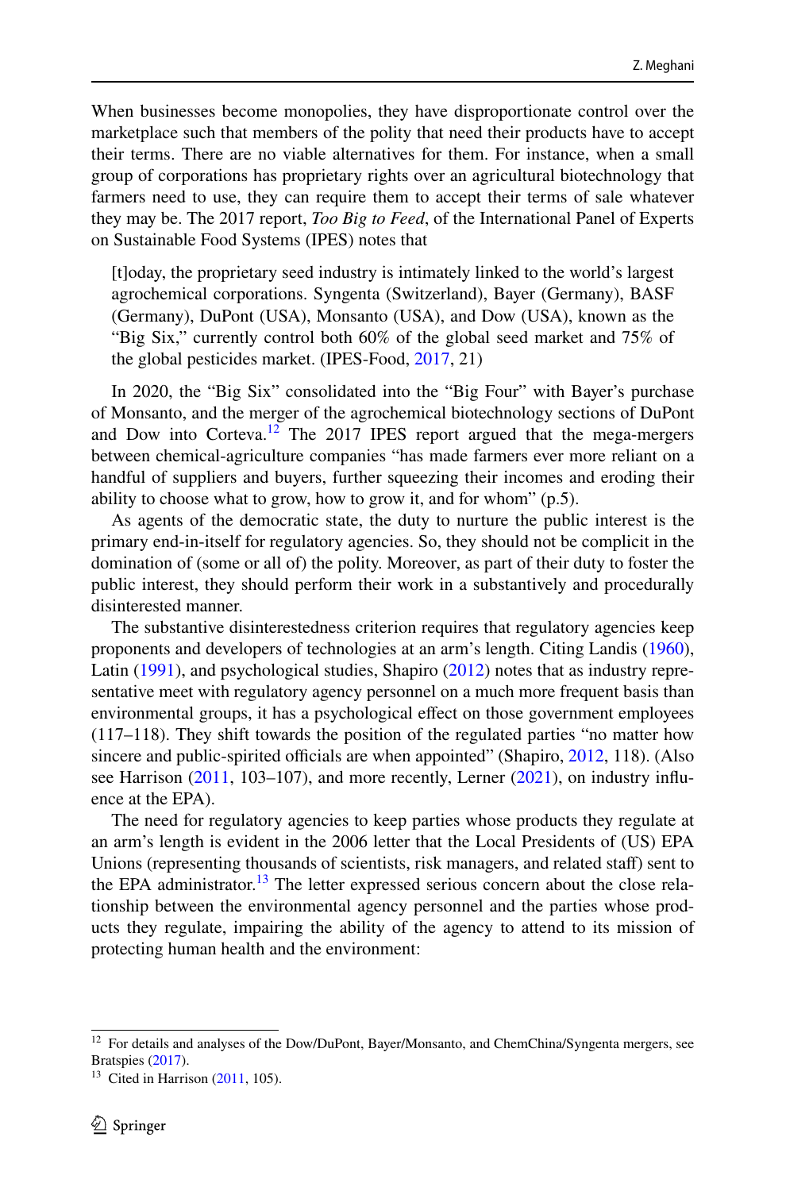When businesses become monopolies, they have disproportionate control over the marketplace such that members of the polity that need their products have to accept their terms. There are no viable alternatives for them. For instance, when a small group of corporations has proprietary rights over an agricultural biotechnology that farmers need to use, they can require them to accept their terms of sale whatever they may be. The 2017 report, *Too Big to Feed*, of the International Panel of Experts on Sustainable Food Systems (IPES) notes that

> [t]oday, the proprietary seed industry is intimately linked to the world's largest agrochemical corporations. Syngenta (Switzerland), Bayer (Germany), BASF (Germany), DuPont (USA), Monsanto (USA), and Dow (USA), known as the "Big Six," currently control both 60% of the global seed market and 75% of the global pesticides market. (IPES-Food, 2017, 21)

In 2020, the "Big Six" consolidated into the "Big Four" with Bayer's purchase of Monsanto, and the merger of the agrochemical biotechnology sections of DuPont and Dow into Corteva.[12] The 2017 IPES report argued that the mega-mergers between chemical-agriculture companies "has made farmers ever more reliant on a handful of suppliers and buyers, further squeezing their incomes and eroding their ability to choose what to grow, how to grow it, and for whom" (p.5).

As agents of the democratic state, the duty to nurture the public interest is the primary end-in-itself for regulatory agencies. So, they should not be complicit in the domination of (some or all of) the polity. Moreover, as part of their duty to foster the public interest, they should perform their work in a substantively and procedurally disinterested manner.

The substantive disinterestedness criterion requires that regulatory agencies keep proponents and developers of technologies at an arm's length. Citing Landis (1960), Latin (1991), and psychological studies, Shapiro (2012) notes that as industry representative meet with regulatory agency personnel on a much more frequent basis than environmental groups, it has a psychological effect on those government employees (117–118). They shift towards the position of the regulated parties "no matter how sincere and public-spirited officials are when appointed" (Shapiro, 2012, 118). (Also see Harrison (2011, 103–107), and more recently, Lerner (2021), on industry influence at the EPA).

The need for regulatory agencies to keep parties whose products they regulate at an arm's length is evident in the 2006 letter that the Local Presidents of (US) EPA Unions (representing thousands of scientists, risk managers, and related staff) sent to the EPA administrator.[13] The letter expressed serious concern about the close relationship between the environmental agency personnel and the parties whose products they regulate, impairing the ability of the agency to attend to its mission of protecting human health and the environment:

---

[12] For details and analyses of the Dow/DuPont, Bayer/Monsanto, and ChemChina/Syngenta mergers, see Bratspies (2017).

[13] Cited in Harrison (2011, 105).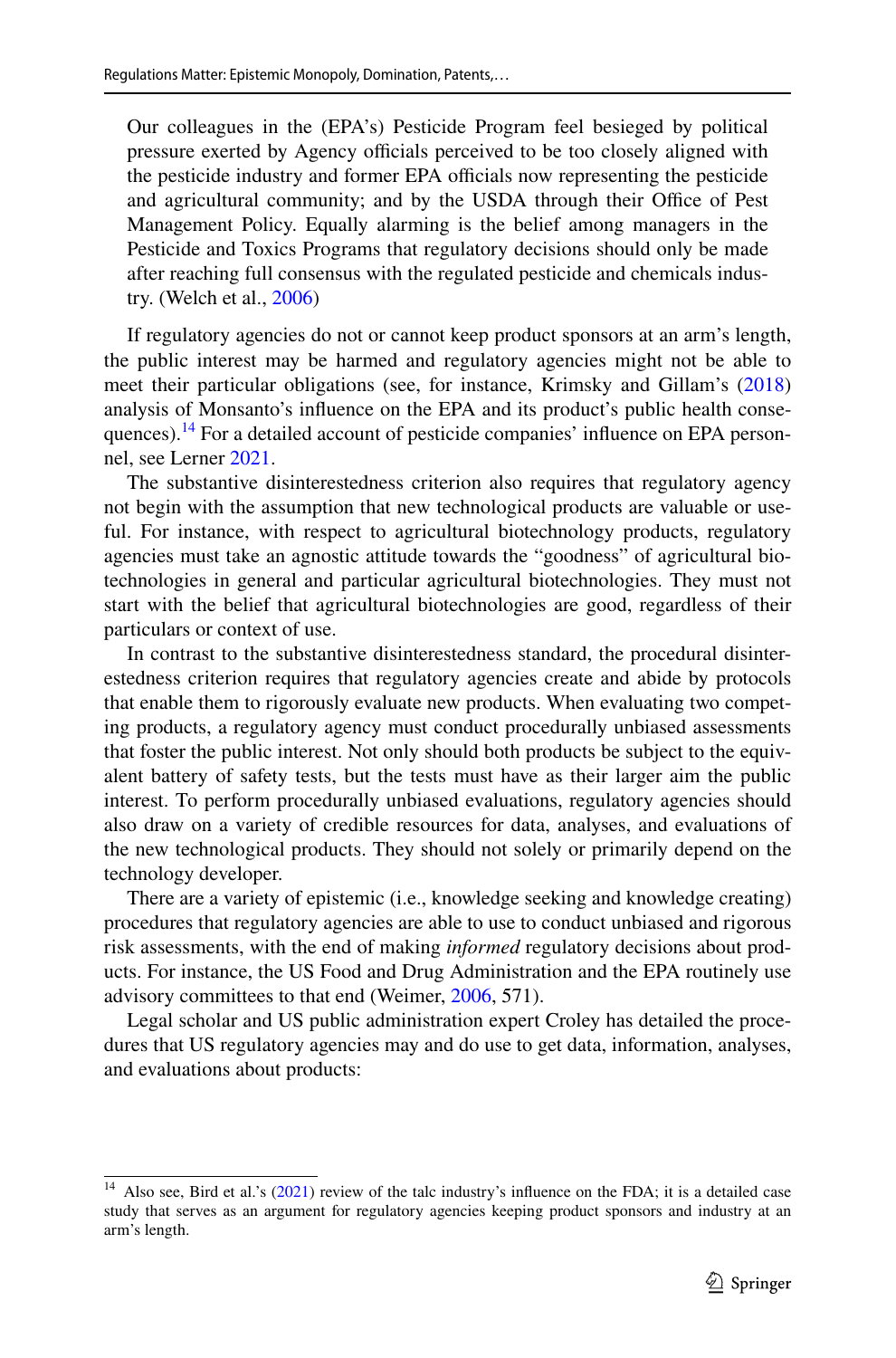> Our colleagues in the (EPA's) Pesticide Program feel besieged by political pressure exerted by Agency officials perceived to be too closely aligned with the pesticide industry and former EPA officials now representing the pesticide and agricultural community; and by the USDA through their Office of Pest Management Policy. Equally alarming is the belief among managers in the Pesticide and Toxics Programs that regulatory decisions should only be made after reaching full consensus with the regulated pesticide and chemicals industry. (Welch et al., 2006)

If regulatory agencies do not or cannot keep product sponsors at an arm's length, the public interest may be harmed and regulatory agencies might not be able to meet their particular obligations (see, for instance, Krimsky and Gillam's (2018) analysis of Monsanto's influence on the EPA and its product's public health consequences).[14] For a detailed account of pesticide companies' influence on EPA personnel, see Lerner 2021.

The substantive disinterestedness criterion also requires that regulatory agency not begin with the assumption that new technological products are valuable or useful. For instance, with respect to agricultural biotechnology products, regulatory agencies must take an agnostic attitude towards the "goodness" of agricultural biotechnologies in general and particular agricultural biotechnologies. They must not start with the belief that agricultural biotechnologies are good, regardless of their particulars or context of use.

In contrast to the substantive disinterestedness standard, the procedural disinterestedness criterion requires that regulatory agencies create and abide by protocols that enable them to rigorously evaluate new products. When evaluating two competing products, a regulatory agency must conduct procedurally unbiased assessments that foster the public interest. Not only should both products be subject to the equivalent battery of safety tests, but the tests must have as their larger aim the public interest. To perform procedurally unbiased evaluations, regulatory agencies should also draw on a variety of credible resources for data, analyses, and evaluations of the new technological products. They should not solely or primarily depend on the technology developer.

There are a variety of epistemic (i.e., knowledge seeking and knowledge creating) procedures that regulatory agencies are able to use to conduct unbiased and rigorous risk assessments, with the end of making *informed* regulatory decisions about products. For instance, the US Food and Drug Administration and the EPA routinely use advisory committees to that end (Weimer, 2006, 571).

Legal scholar and US public administration expert Croley has detailed the procedures that US regulatory agencies may and do use to get data, information, analyses, and evaluations about products:

---

[14] Also see, Bird et al.'s (2021) review of the talc industry's influence on the FDA; it is a detailed case study that serves as an argument for regulatory agencies keeping product sponsors and industry at an arm's length.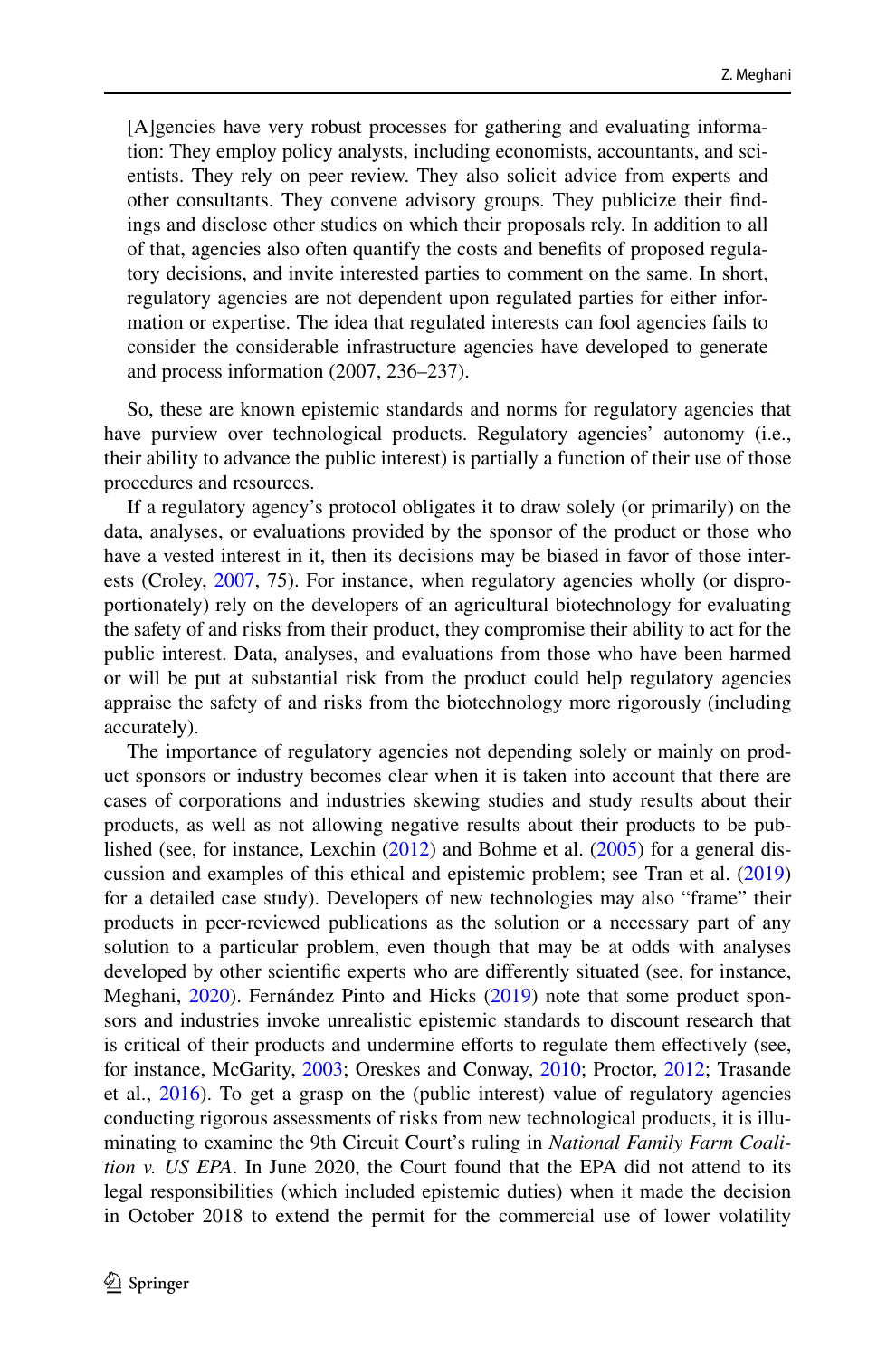> [A]gencies have very robust processes for gathering and evaluating information: They employ policy analysts, including economists, accountants, and scientists. They rely on peer review. They also solicit advice from experts and other consultants. They convene advisory groups. They publicize their findings and disclose other studies on which their proposals rely. In addition to all of that, agencies also often quantify the costs and benefits of proposed regulatory decisions, and invite interested parties to comment on the same. In short, regulatory agencies are not dependent upon regulated parties for either information or expertise. The idea that regulated interests can fool agencies fails to consider the considerable infrastructure agencies have developed to generate and process information (2007, 236–237).

So, these are known epistemic standards and norms for regulatory agencies that have purview over technological products. Regulatory agencies' autonomy (i.e., their ability to advance the public interest) is partially a function of their use of those procedures and resources.

If a regulatory agency's protocol obligates it to draw solely (or primarily) on the data, analyses, or evaluations provided by the sponsor of the product or those who have a vested interest in it, then its decisions may be biased in favor of those interests (Croley, 2007, 75). For instance, when regulatory agencies wholly (or disproportionately) rely on the developers of an agricultural biotechnology for evaluating the safety of and risks from their product, they compromise their ability to act for the public interest. Data, analyses, and evaluations from those who have been harmed or will be put at substantial risk from the product could help regulatory agencies appraise the safety of and risks from the biotechnology more rigorously (including accurately).

The importance of regulatory agencies not depending solely or mainly on product sponsors or industry becomes clear when it is taken into account that there are cases of corporations and industries skewing studies and study results about their products, as well as not allowing negative results about their products to be published (see, for instance, Lexchin (2012) and Bohme et al. (2005) for a general discussion and examples of this ethical and epistemic problem; see Tran et al. (2019) for a detailed case study). Developers of new technologies may also "frame" their products in peer-reviewed publications as the solution or a necessary part of any solution to a particular problem, even though that may be at odds with analyses developed by other scientific experts who are differently situated (see, for instance, Meghani, 2020). Fernández Pinto and Hicks (2019) note that some product sponsors and industries invoke unrealistic epistemic standards to discount research that is critical of their products and undermine efforts to regulate them effectively (see, for instance, McGarity, 2003; Oreskes and Conway, 2010; Proctor, 2012; Trasande et al., 2016). To get a grasp on the (public interest) value of regulatory agencies conducting rigorous assessments of risks from new technological products, it is illuminating to examine the 9th Circuit Court's ruling in *National Family Farm Coalition v. US EPA*. In June 2020, the Court found that the EPA did not attend to its legal responsibilities (which included epistemic duties) when it made the decision in October 2018 to extend the permit for the commercial use of lower volatility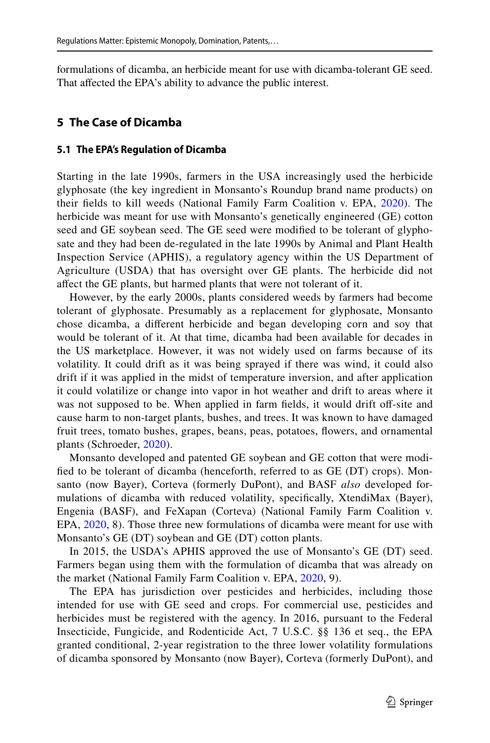formulations of dicamba, an herbicide meant for use with dicamba-tolerant GE seed. That affected the EPA's ability to advance the public interest.

## 5 The Case of Dicamba

### 5.1 The EPA's Regulation of Dicamba

Starting in the late 1990s, farmers in the USA increasingly used the herbicide glyphosate (the key ingredient in Monsanto's Roundup brand name products) on their fields to kill weeds (National Family Farm Coalition v. EPA, 2020). The herbicide was meant for use with Monsanto's genetically engineered (GE) cotton seed and GE soybean seed. The GE seed were modified to be tolerant of glyphosate and they had been de-regulated in the late 1990s by Animal and Plant Health Inspection Service (APHIS), a regulatory agency within the US Department of Agriculture (USDA) that has oversight over GE plants. The herbicide did not affect the GE plants, but harmed plants that were not tolerant of it.

However, by the early 2000s, plants considered weeds by farmers had become tolerant of glyphosate. Presumably as a replacement for glyphosate, Monsanto chose dicamba, a different herbicide and began developing corn and soy that would be tolerant of it. At that time, dicamba had been available for decades in the US marketplace. However, it was not widely used on farms because of its volatility. It could drift as it was being sprayed if there was wind, it could also drift if it was applied in the midst of temperature inversion, and after application it could volatilize or change into vapor in hot weather and drift to areas where it was not supposed to be. When applied in farm fields, it would drift off-site and cause harm to non-target plants, bushes, and trees. It was known to have damaged fruit trees, tomato bushes, grapes, beans, peas, potatoes, flowers, and ornamental plants (Schroeder, 2020).

Monsanto developed and patented GE soybean and GE cotton that were modified to be tolerant of dicamba (henceforth, referred to as GE (DT) crops). Monsanto (now Bayer), Corteva (formerly DuPont), and BASF *also* developed formulations of dicamba with reduced volatility, specifically, XtendiMax (Bayer), Engenia (BASF), and FeXapan (Corteva) (National Family Farm Coalition v. EPA, 2020, 8). Those three new formulations of dicamba were meant for use with Monsanto's GE (DT) soybean and GE (DT) cotton plants.

In 2015, the USDA's APHIS approved the use of Monsanto's GE (DT) seed. Farmers began using them with the formulation of dicamba that was already on the market (National Family Farm Coalition v. EPA, 2020, 9).

The EPA has jurisdiction over pesticides and herbicides, including those intended for use with GE seed and crops. For commercial use, pesticides and herbicides must be registered with the agency. In 2016, pursuant to the Federal Insecticide, Fungicide, and Rodenticide Act, 7 U.S.C. §§ 136 et seq., the EPA granted conditional, 2-year registration to the three lower volatility formulations of dicamba sponsored by Monsanto (now Bayer), Corteva (formerly DuPont), and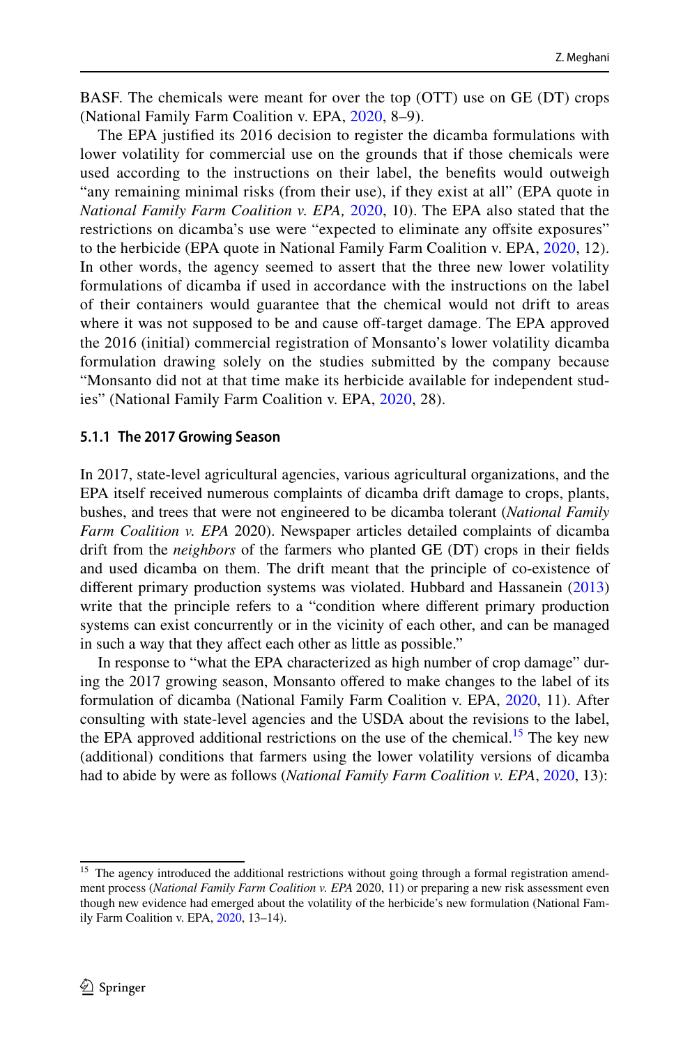BASF. The chemicals were meant for over the top (OTT) use on GE (DT) crops (National Family Farm Coalition v. EPA, 2020, 8–9).

The EPA justified its 2016 decision to register the dicamba formulations with lower volatility for commercial use on the grounds that if those chemicals were used according to the instructions on their label, the benefits would outweigh "any remaining minimal risks (from their use), if they exist at all" (EPA quote in *National Family Farm Coalition v. EPA,* 2020, 10). The EPA also stated that the restrictions on dicamba's use were "expected to eliminate any offsite exposures" to the herbicide (EPA quote in National Family Farm Coalition v. EPA, 2020, 12). In other words, the agency seemed to assert that the three new lower volatility formulations of dicamba if used in accordance with the instructions on the label of their containers would guarantee that the chemical would not drift to areas where it was not supposed to be and cause off-target damage. The EPA approved the 2016 (initial) commercial registration of Monsanto's lower volatility dicamba formulation drawing solely on the studies submitted by the company because "Monsanto did not at that time make its herbicide available for independent studies" (National Family Farm Coalition v. EPA, 2020, 28).

#### 5.1.1 The 2017 Growing Season

In 2017, state-level agricultural agencies, various agricultural organizations, and the EPA itself received numerous complaints of dicamba drift damage to crops, plants, bushes, and trees that were not engineered to be dicamba tolerant (*National Family Farm Coalition v. EPA* 2020). Newspaper articles detailed complaints of dicamba drift from the *neighbors* of the farmers who planted GE (DT) crops in their fields and used dicamba on them. The drift meant that the principle of co-existence of different primary production systems was violated. Hubbard and Hassanein (2013) write that the principle refers to a "condition where different primary production systems can exist concurrently or in the vicinity of each other, and can be managed in such a way that they affect each other as little as possible."

In response to "what the EPA characterized as high number of crop damage" during the 2017 growing season, Monsanto offered to make changes to the label of its formulation of dicamba (National Family Farm Coalition v. EPA, 2020, 11). After consulting with state-level agencies and the USDA about the revisions to the label, the EPA approved additional restrictions on the use of the chemical.[15] The key new (additional) conditions that farmers using the lower volatility versions of dicamba had to abide by were as follows (*National Family Farm Coalition v. EPA*, 2020, 13):

---

[15] The agency introduced the additional restrictions without going through a formal registration amendment process (*National Family Farm Coalition v. EPA* 2020, 11) or preparing a new risk assessment even though new evidence had emerged about the volatility of the herbicide's new formulation (National Family Farm Coalition v. EPA, 2020, 13–14).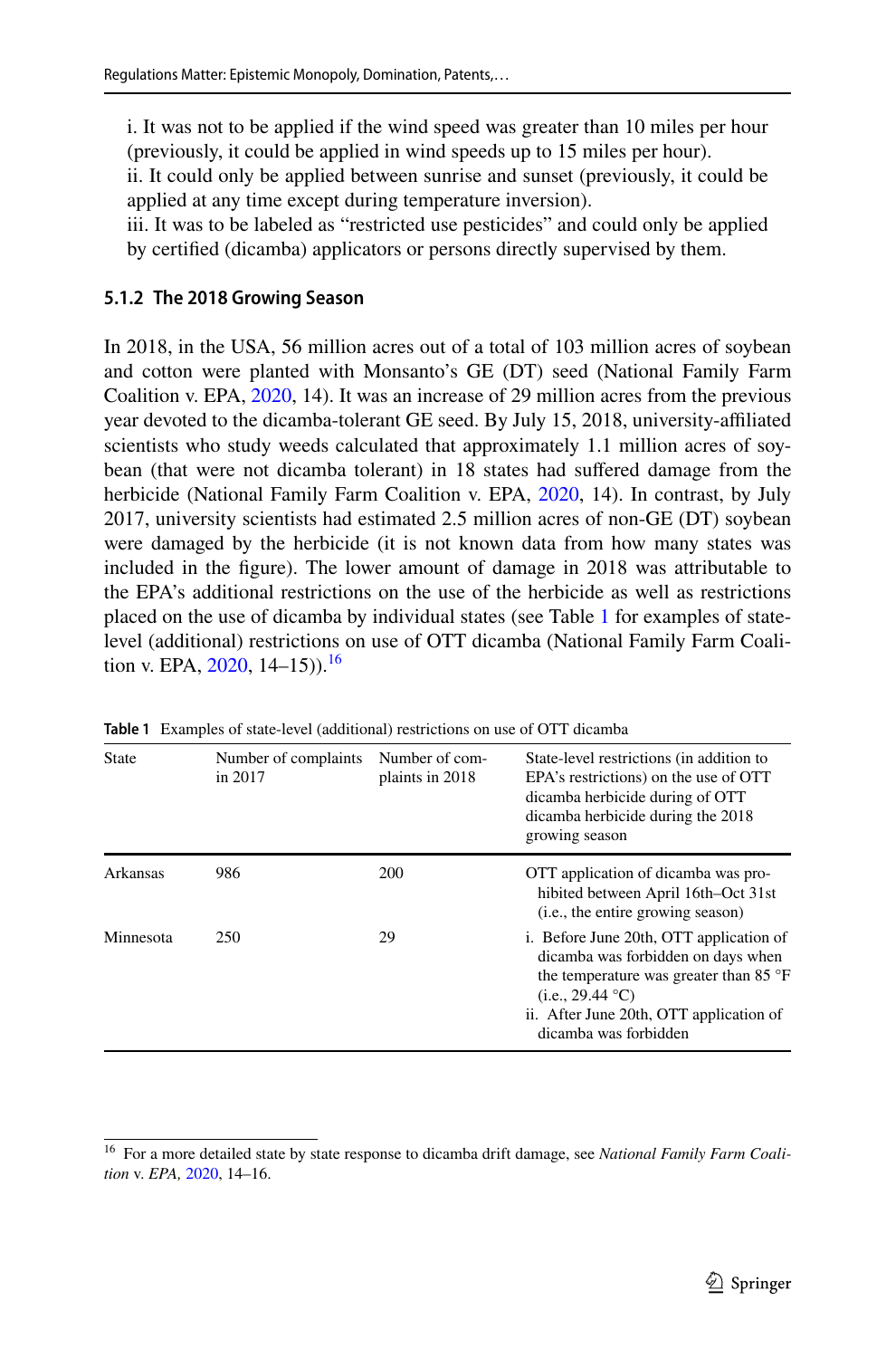i. It was not to be applied if the wind speed was greater than 10 miles per hour (previously, it could be applied in wind speeds up to 15 miles per hour).
ii. It could only be applied between sunrise and sunset (previously, it could be applied at any time except during temperature inversion).
iii. It was to be labeled as "restricted use pesticides" and could only be applied by certified (dicamba) applicators or persons directly supervised by them.

### 5.1.2 The 2018 Growing Season

In 2018, in the USA, 56 million acres out of a total of 103 million acres of soybean and cotton were planted with Monsanto's GE (DT) seed (National Family Farm Coalition v. EPA, 2020, 14). It was an increase of 29 million acres from the previous year devoted to the dicamba-tolerant GE seed. By July 15, 2018, university-affiliated scientists who study weeds calculated that approximately 1.1 million acres of soybean (that were not dicamba tolerant) in 18 states had suffered damage from the herbicide (National Family Farm Coalition v. EPA, 2020, 14). In contrast, by July 2017, university scientists had estimated 2.5 million acres of non-GE (DT) soybean were damaged by the herbicide (it is not known data from how many states was included in the figure). The lower amount of damage in 2018 was attributable to the EPA's additional restrictions on the use of the herbicide as well as restrictions placed on the use of dicamba by individual states (see Table 1 for examples of state-level (additional) restrictions on use of OTT dicamba (National Family Farm Coalition v. EPA, 2020, 14–15)).[16]

**Table 1** Examples of state-level (additional) restrictions on use of OTT dicamba

| State | Number of complaints in 2017 | Number of complaints in 2018 | State-level restrictions (in addition to EPA's restrictions) on the use of OTT dicamba herbicide during of OTT dicamba herbicide during the 2018 growing season |
|---|---|---|---|
| Arkansas | 986 | 200 | OTT application of dicamba was prohibited between April 16th–Oct 31st (i.e., the entire growing season) |
| Minnesota | 250 | 29 | i. Before June 20th, OTT application of dicamba was forbidden on days when the temperature was greater than 85 °F (i.e., 29.44 °C)<br>ii. After June 20th, OTT application of dicamba was forbidden |

[16] For a more detailed state by state response to dicamba drift damage, see *National Family Farm Coalition* v. *EPA*, 2020, 14–16.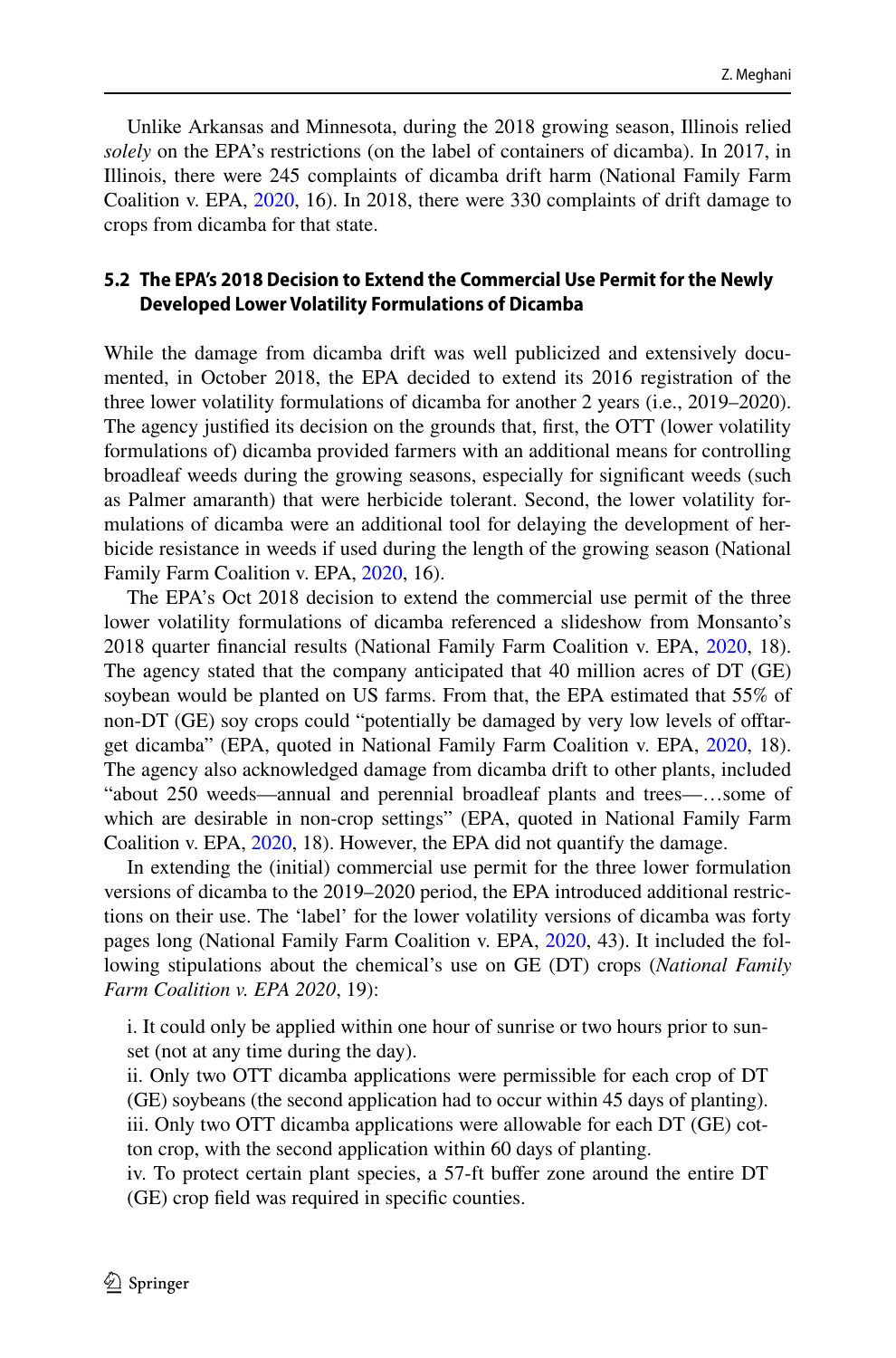Unlike Arkansas and Minnesota, during the 2018 growing season, Illinois relied *solely* on the EPA's restrictions (on the label of containers of dicamba). In 2017, in Illinois, there were 245 complaints of dicamba drift harm (National Family Farm Coalition v. EPA, 2020, 16). In 2018, there were 330 complaints of drift damage to crops from dicamba for that state.

### 5.2 The EPA's 2018 Decision to Extend the Commercial Use Permit for the Newly Developed Lower Volatility Formulations of Dicamba

While the damage from dicamba drift was well publicized and extensively documented, in October 2018, the EPA decided to extend its 2016 registration of the three lower volatility formulations of dicamba for another 2 years (i.e., 2019–2020). The agency justified its decision on the grounds that, first, the OTT (lower volatility formulations of) dicamba provided farmers with an additional means for controlling broadleaf weeds during the growing seasons, especially for significant weeds (such as Palmer amaranth) that were herbicide tolerant. Second, the lower volatility formulations of dicamba were an additional tool for delaying the development of herbicide resistance in weeds if used during the length of the growing season (National Family Farm Coalition v. EPA, 2020, 16).

The EPA's Oct 2018 decision to extend the commercial use permit of the three lower volatility formulations of dicamba referenced a slideshow from Monsanto's 2018 quarter financial results (National Family Farm Coalition v. EPA, 2020, 18). The agency stated that the company anticipated that 40 million acres of DT (GE) soybean would be planted on US farms. From that, the EPA estimated that 55% of non-DT (GE) soy crops could "potentially be damaged by very low levels of offtarget dicamba" (EPA, quoted in National Family Farm Coalition v. EPA, 2020, 18). The agency also acknowledged damage from dicamba drift to other plants, included "about 250 weeds—annual and perennial broadleaf plants and trees—…some of which are desirable in non-crop settings" (EPA, quoted in National Family Farm Coalition v. EPA, 2020, 18). However, the EPA did not quantify the damage.

In extending the (initial) commercial use permit for the three lower formulation versions of dicamba to the 2019–2020 period, the EPA introduced additional restrictions on their use. The 'label' for the lower volatility versions of dicamba was forty pages long (National Family Farm Coalition v. EPA, 2020, 43). It included the following stipulations about the chemical's use on GE (DT) crops (*National Family Farm Coalition v. EPA 2020*, 19):

i. It could only be applied within one hour of sunrise or two hours prior to sunset (not at any time during the day).
ii. Only two OTT dicamba applications were permissible for each crop of DT (GE) soybeans (the second application had to occur within 45 days of planting).
iii. Only two OTT dicamba applications were allowable for each DT (GE) cotton crop, with the second application within 60 days of planting.
iv. To protect certain plant species, a 57-ft buffer zone around the entire DT (GE) crop field was required in specific counties.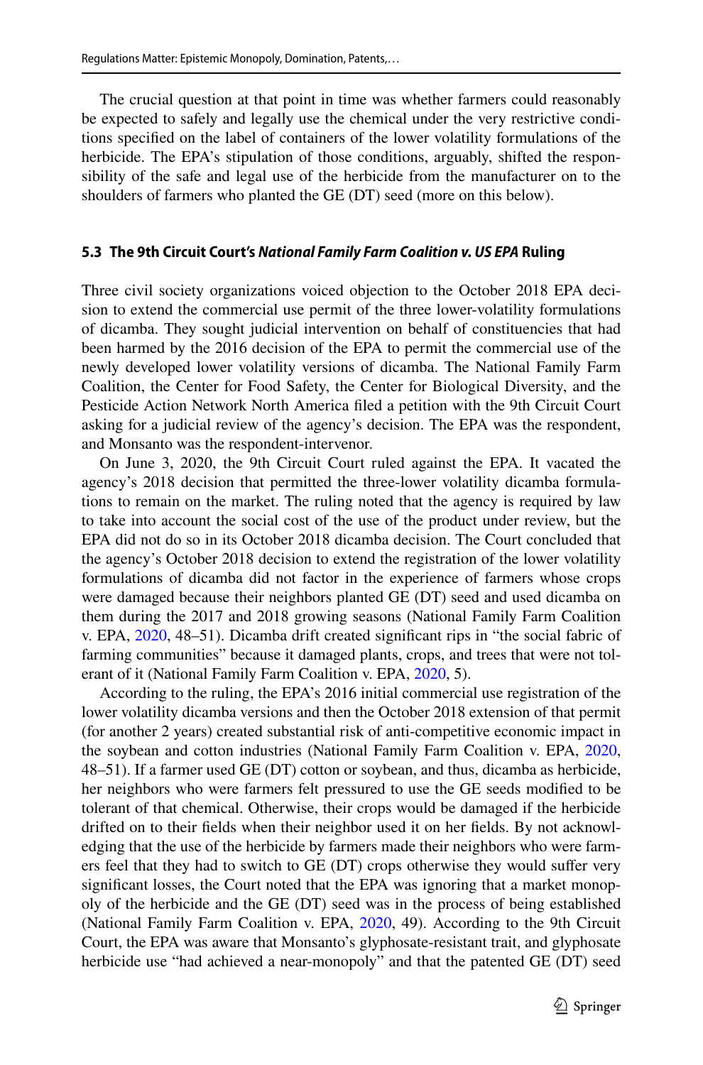The crucial question at that point in time was whether farmers could reasonably be expected to safely and legally use the chemical under the very restrictive conditions specified on the label of containers of the lower volatility formulations of the herbicide. The EPA's stipulation of those conditions, arguably, shifted the responsibility of the safe and legal use of the herbicide from the manufacturer on to the shoulders of farmers who planted the GE (DT) seed (more on this below).

### 5.3 The 9th Circuit Court's *National Family Farm Coalition v. US EPA* Ruling

Three civil society organizations voiced objection to the October 2018 EPA decision to extend the commercial use permit of the three lower-volatility formulations of dicamba. They sought judicial intervention on behalf of constituencies that had been harmed by the 2016 decision of the EPA to permit the commercial use of the newly developed lower volatility versions of dicamba. The National Family Farm Coalition, the Center for Food Safety, the Center for Biological Diversity, and the Pesticide Action Network North America filed a petition with the 9th Circuit Court asking for a judicial review of the agency's decision. The EPA was the respondent, and Monsanto was the respondent-intervenor.

On June 3, 2020, the 9th Circuit Court ruled against the EPA. It vacated the agency's 2018 decision that permitted the three-lower volatility dicamba formulations to remain on the market. The ruling noted that the agency is required by law to take into account the social cost of the use of the product under review, but the EPA did not do so in its October 2018 dicamba decision. The Court concluded that the agency's October 2018 decision to extend the registration of the lower volatility formulations of dicamba did not factor in the experience of farmers whose crops were damaged because their neighbors planted GE (DT) seed and used dicamba on them during the 2017 and 2018 growing seasons (National Family Farm Coalition v. EPA, 2020, 48–51). Dicamba drift created significant rips in "the social fabric of farming communities" because it damaged plants, crops, and trees that were not tolerant of it (National Family Farm Coalition v. EPA, 2020, 5).

According to the ruling, the EPA's 2016 initial commercial use registration of the lower volatility dicamba versions and then the October 2018 extension of that permit (for another 2 years) created substantial risk of anti-competitive economic impact in the soybean and cotton industries (National Family Farm Coalition v. EPA, 2020, 48–51). If a farmer used GE (DT) cotton or soybean, and thus, dicamba as herbicide, her neighbors who were farmers felt pressured to use the GE seeds modified to be tolerant of that chemical. Otherwise, their crops would be damaged if the herbicide drifted on to their fields when their neighbor used it on her fields. By not acknowledging that the use of the herbicide by farmers made their neighbors who were farmers feel that they had to switch to GE (DT) crops otherwise they would suffer very significant losses, the Court noted that the EPA was ignoring that a market monopoly of the herbicide and the GE (DT) seed was in the process of being established (National Family Farm Coalition v. EPA, 2020, 49). According to the 9th Circuit Court, the EPA was aware that Monsanto's glyphosate-resistant trait, and glyphosate herbicide use "had achieved a near-monopoly" and that the patented GE (DT) seed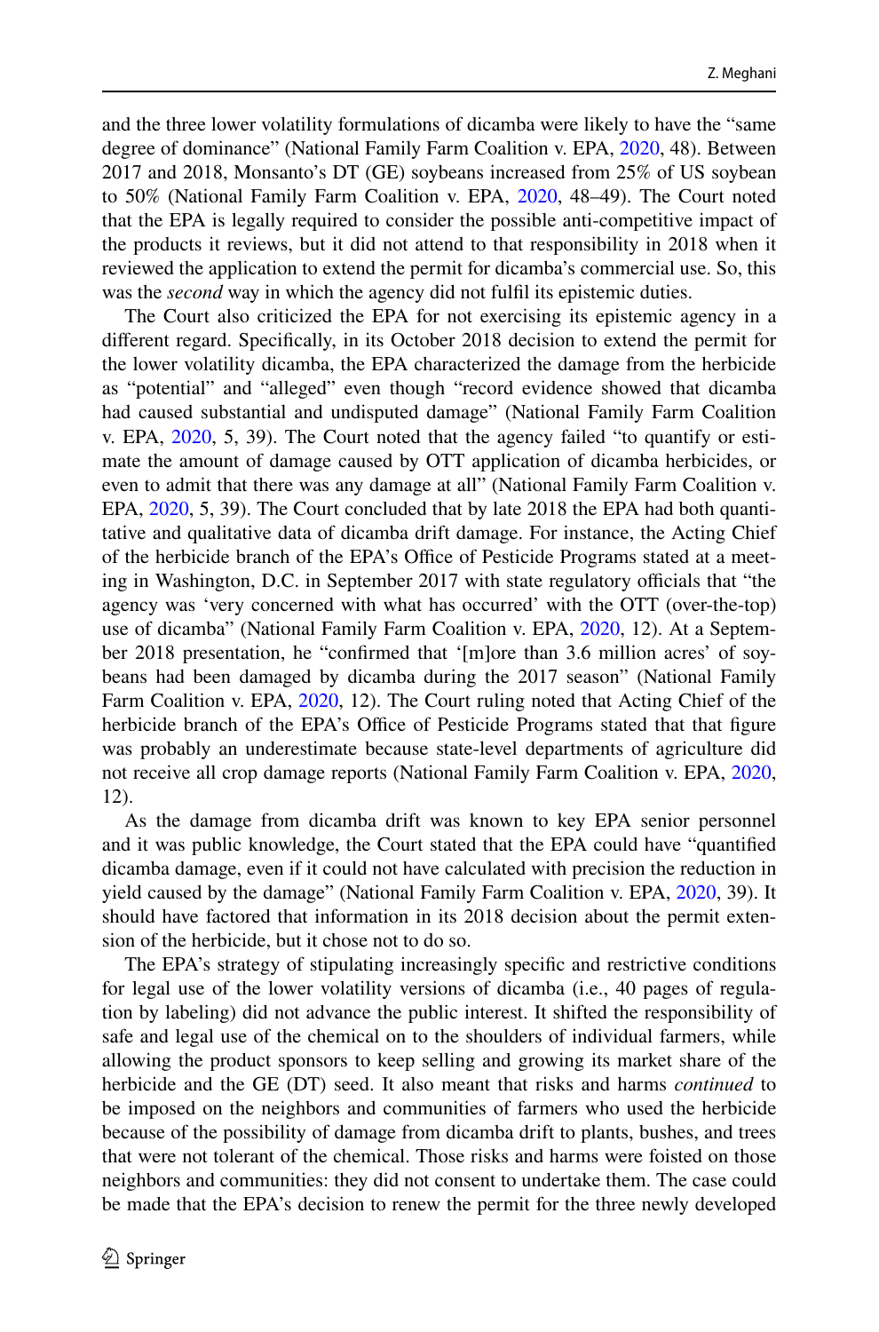and the three lower volatility formulations of dicamba were likely to have the "same degree of dominance" (National Family Farm Coalition v. EPA, 2020, 48). Between 2017 and 2018, Monsanto's DT (GE) soybeans increased from 25% of US soybean to 50% (National Family Farm Coalition v. EPA, 2020, 48–49). The Court noted that the EPA is legally required to consider the possible anti-competitive impact of the products it reviews, but it did not attend to that responsibility in 2018 when it reviewed the application to extend the permit for dicamba's commercial use. So, this was the *second* way in which the agency did not fulfil its epistemic duties.

The Court also criticized the EPA for not exercising its epistemic agency in a different regard. Specifically, in its October 2018 decision to extend the permit for the lower volatility dicamba, the EPA characterized the damage from the herbicide as "potential" and "alleged" even though "record evidence showed that dicamba had caused substantial and undisputed damage" (National Family Farm Coalition v. EPA, 2020, 5, 39). The Court noted that the agency failed "to quantify or estimate the amount of damage caused by OTT application of dicamba herbicides, or even to admit that there was any damage at all" (National Family Farm Coalition v. EPA, 2020, 5, 39). The Court concluded that by late 2018 the EPA had both quantitative and qualitative data of dicamba drift damage. For instance, the Acting Chief of the herbicide branch of the EPA's Office of Pesticide Programs stated at a meeting in Washington, D.C. in September 2017 with state regulatory officials that "the agency was 'very concerned with what has occurred' with the OTT (over-the-top) use of dicamba" (National Family Farm Coalition v. EPA, 2020, 12). At a September 2018 presentation, he "confirmed that '[m]ore than 3.6 million acres' of soybeans had been damaged by dicamba during the 2017 season" (National Family Farm Coalition v. EPA, 2020, 12). The Court ruling noted that Acting Chief of the herbicide branch of the EPA's Office of Pesticide Programs stated that that figure was probably an underestimate because state-level departments of agriculture did not receive all crop damage reports (National Family Farm Coalition v. EPA, 2020, 12).

As the damage from dicamba drift was known to key EPA senior personnel and it was public knowledge, the Court stated that the EPA could have "quantified dicamba damage, even if it could not have calculated with precision the reduction in yield caused by the damage" (National Family Farm Coalition v. EPA, 2020, 39). It should have factored that information in its 2018 decision about the permit extension of the herbicide, but it chose not to do so.

The EPA's strategy of stipulating increasingly specific and restrictive conditions for legal use of the lower volatility versions of dicamba (i.e., 40 pages of regulation by labeling) did not advance the public interest. It shifted the responsibility of safe and legal use of the chemical on to the shoulders of individual farmers, while allowing the product sponsors to keep selling and growing its market share of the herbicide and the GE (DT) seed. It also meant that risks and harms *continued* to be imposed on the neighbors and communities of farmers who used the herbicide because of the possibility of damage from dicamba drift to plants, bushes, and trees that were not tolerant of the chemical. Those risks and harms were foisted on those neighbors and communities: they did not consent to undertake them. The case could be made that the EPA's decision to renew the permit for the three newly developed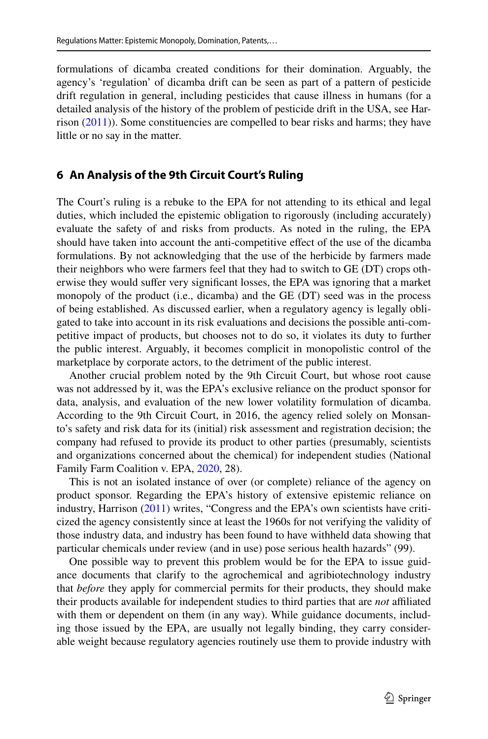formulations of dicamba created conditions for their domination. Arguably, the agency's 'regulation' of dicamba drift can be seen as part of a pattern of pesticide drift regulation in general, including pesticides that cause illness in humans (for a detailed analysis of the history of the problem of pesticide drift in the USA, see Harrison (2011)). Some constituencies are compelled to bear risks and harms; they have little or no say in the matter.

## 6 An Analysis of the 9th Circuit Court's Ruling

The Court's ruling is a rebuke to the EPA for not attending to its ethical and legal duties, which included the epistemic obligation to rigorously (including accurately) evaluate the safety of and risks from products. As noted in the ruling, the EPA should have taken into account the anti-competitive effect of the use of the dicamba formulations. By not acknowledging that the use of the herbicide by farmers made their neighbors who were farmers feel that they had to switch to GE (DT) crops otherwise they would suffer very significant losses, the EPA was ignoring that a market monopoly of the product (i.e., dicamba) and the GE (DT) seed was in the process of being established. As discussed earlier, when a regulatory agency is legally obligated to take into account in its risk evaluations and decisions the possible anti-competitive impact of products, but chooses not to do so, it violates its duty to further the public interest. Arguably, it becomes complicit in monopolistic control of the marketplace by corporate actors, to the detriment of the public interest.

Another crucial problem noted by the 9th Circuit Court, but whose root cause was not addressed by it, was the EPA's exclusive reliance on the product sponsor for data, analysis, and evaluation of the new lower volatility formulation of dicamba. According to the 9th Circuit Court, in 2016, the agency relied solely on Monsanto's safety and risk data for its (initial) risk assessment and registration decision; the company had refused to provide its product to other parties (presumably, scientists and organizations concerned about the chemical) for independent studies (National Family Farm Coalition v. EPA, 2020, 28).

This is not an isolated instance of over (or complete) reliance of the agency on product sponsor. Regarding the EPA's history of extensive epistemic reliance on industry, Harrison (2011) writes, "Congress and the EPA's own scientists have criticized the agency consistently since at least the 1960s for not verifying the validity of those industry data, and industry has been found to have withheld data showing that particular chemicals under review (and in use) pose serious health hazards" (99).

One possible way to prevent this problem would be for the EPA to issue guidance documents that clarify to the agrochemical and agribiotechnology industry that *before* they apply for commercial permits for their products, they should make their products available for independent studies to third parties that are *not* affiliated with them or dependent on them (in any way). While guidance documents, including those issued by the EPA, are usually not legally binding, they carry considerable weight because regulatory agencies routinely use them to provide industry with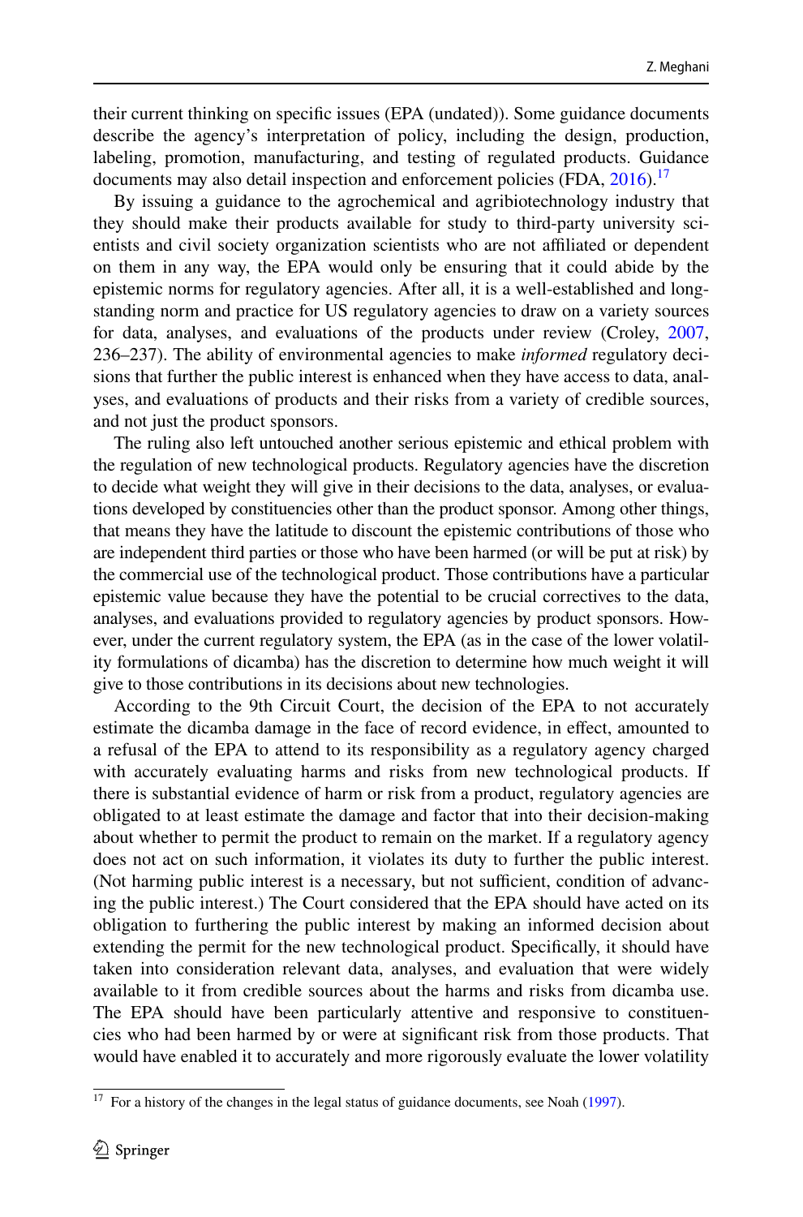their current thinking on specific issues (EPA (undated)). Some guidance documents describe the agency's interpretation of policy, including the design, production, labeling, promotion, manufacturing, and testing of regulated products. Guidance documents may also detail inspection and enforcement policies (FDA, 2016).[17]

By issuing a guidance to the agrochemical and agribiotechnology industry that they should make their products available for study to third-party university scientists and civil society organization scientists who are not affiliated or dependent on them in any way, the EPA would only be ensuring that it could abide by the epistemic norms for regulatory agencies. After all, it is a well-established and long-standing norm and practice for US regulatory agencies to draw on a variety sources for data, analyses, and evaluations of the products under review (Croley, 2007, 236–237). The ability of environmental agencies to make *informed* regulatory decisions that further the public interest is enhanced when they have access to data, analyses, and evaluations of products and their risks from a variety of credible sources, and not just the product sponsors.

The ruling also left untouched another serious epistemic and ethical problem with the regulation of new technological products. Regulatory agencies have the discretion to decide what weight they will give in their decisions to the data, analyses, or evaluations developed by constituencies other than the product sponsor. Among other things, that means they have the latitude to discount the epistemic contributions of those who are independent third parties or those who have been harmed (or will be put at risk) by the commercial use of the technological product. Those contributions have a particular epistemic value because they have the potential to be crucial correctives to the data, analyses, and evaluations provided to regulatory agencies by product sponsors. However, under the current regulatory system, the EPA (as in the case of the lower volatility formulations of dicamba) has the discretion to determine how much weight it will give to those contributions in its decisions about new technologies.

According to the 9th Circuit Court, the decision of the EPA to not accurately estimate the dicamba damage in the face of record evidence, in effect, amounted to a refusal of the EPA to attend to its responsibility as a regulatory agency charged with accurately evaluating harms and risks from new technological products. If there is substantial evidence of harm or risk from a product, regulatory agencies are obligated to at least estimate the damage and factor that into their decision-making about whether to permit the product to remain on the market. If a regulatory agency does not act on such information, it violates its duty to further the public interest. (Not harming public interest is a necessary, but not sufficient, condition of advancing the public interest.) The Court considered that the EPA should have acted on its obligation to furthering the public interest by making an informed decision about extending the permit for the new technological product. Specifically, it should have taken into consideration relevant data, analyses, and evaluation that were widely available to it from credible sources about the harms and risks from dicamba use. The EPA should have been particularly attentive and responsive to constituencies who had been harmed by or were at significant risk from those products. That would have enabled it to accurately and more rigorously evaluate the lower volatility

[17] For a history of the changes in the legal status of guidance documents, see Noah (1997).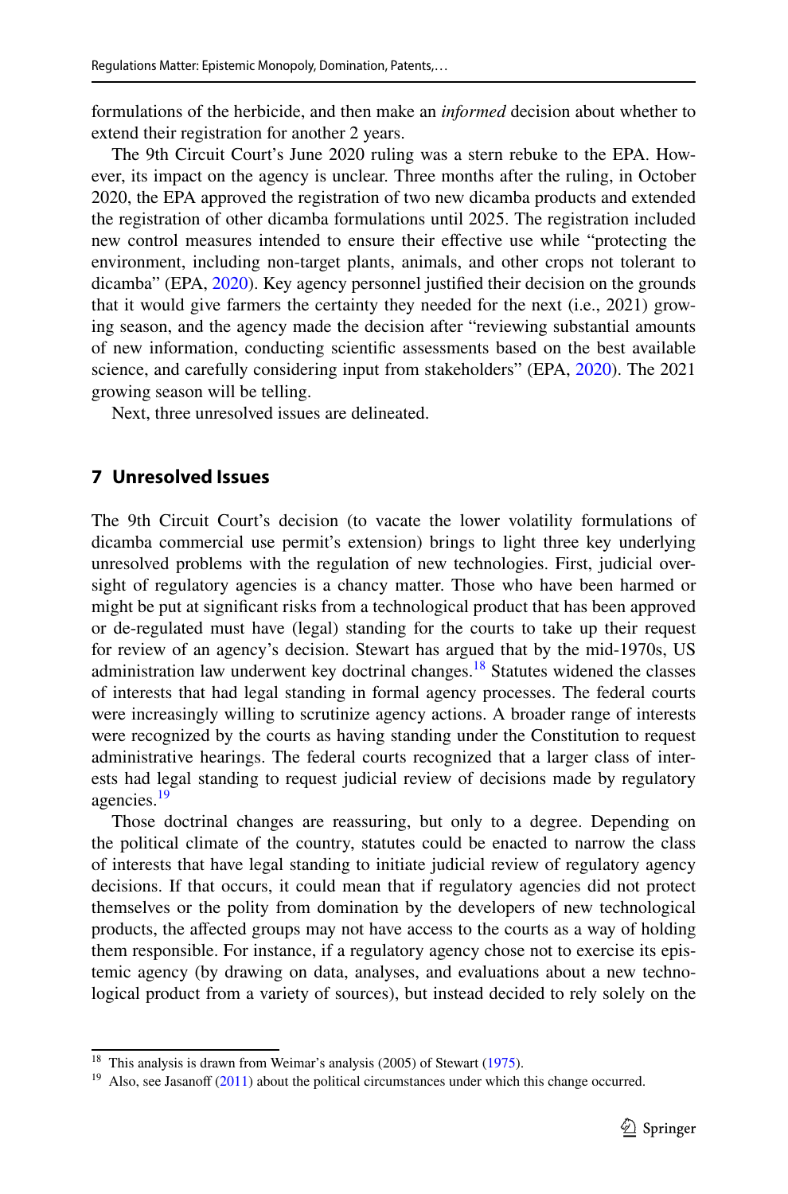formulations of the herbicide, and then make an *informed* decision about whether to extend their registration for another 2 years.

The 9th Circuit Court's June 2020 ruling was a stern rebuke to the EPA. However, its impact on the agency is unclear. Three months after the ruling, in October 2020, the EPA approved the registration of two new dicamba products and extended the registration of other dicamba formulations until 2025. The registration included new control measures intended to ensure their effective use while "protecting the environment, including non-target plants, animals, and other crops not tolerant to dicamba" (EPA, 2020). Key agency personnel justified their decision on the grounds that it would give farmers the certainty they needed for the next (i.e., 2021) growing season, and the agency made the decision after "reviewing substantial amounts of new information, conducting scientific assessments based on the best available science, and carefully considering input from stakeholders" (EPA, 2020). The 2021 growing season will be telling.

Next, three unresolved issues are delineated.

## 7 Unresolved Issues

The 9th Circuit Court's decision (to vacate the lower volatility formulations of dicamba commercial use permit's extension) brings to light three key underlying unresolved problems with the regulation of new technologies. First, judicial oversight of regulatory agencies is a chancy matter. Those who have been harmed or might be put at significant risks from a technological product that has been approved or de-regulated must have (legal) standing for the courts to take up their request for review of an agency's decision. Stewart has argued that by the mid-1970s, US administration law underwent key doctrinal changes.[18] Statutes widened the classes of interests that had legal standing in formal agency processes. The federal courts were increasingly willing to scrutinize agency actions. A broader range of interests were recognized by the courts as having standing under the Constitution to request administrative hearings. The federal courts recognized that a larger class of interests had legal standing to request judicial review of decisions made by regulatory agencies.[19]

Those doctrinal changes are reassuring, but only to a degree. Depending on the political climate of the country, statutes could be enacted to narrow the class of interests that have legal standing to initiate judicial review of regulatory agency decisions. If that occurs, it could mean that if regulatory agencies did not protect themselves or the polity from domination by the developers of new technological products, the affected groups may not have access to the courts as a way of holding them responsible. For instance, if a regulatory agency chose not to exercise its epistemic agency (by drawing on data, analyses, and evaluations about a new technological product from a variety of sources), but instead decided to rely solely on the

[18] This analysis is drawn from Weimar's analysis (2005) of Stewart (1975).

[19] Also, see Jasanoff (2011) about the political circumstances under which this change occurred.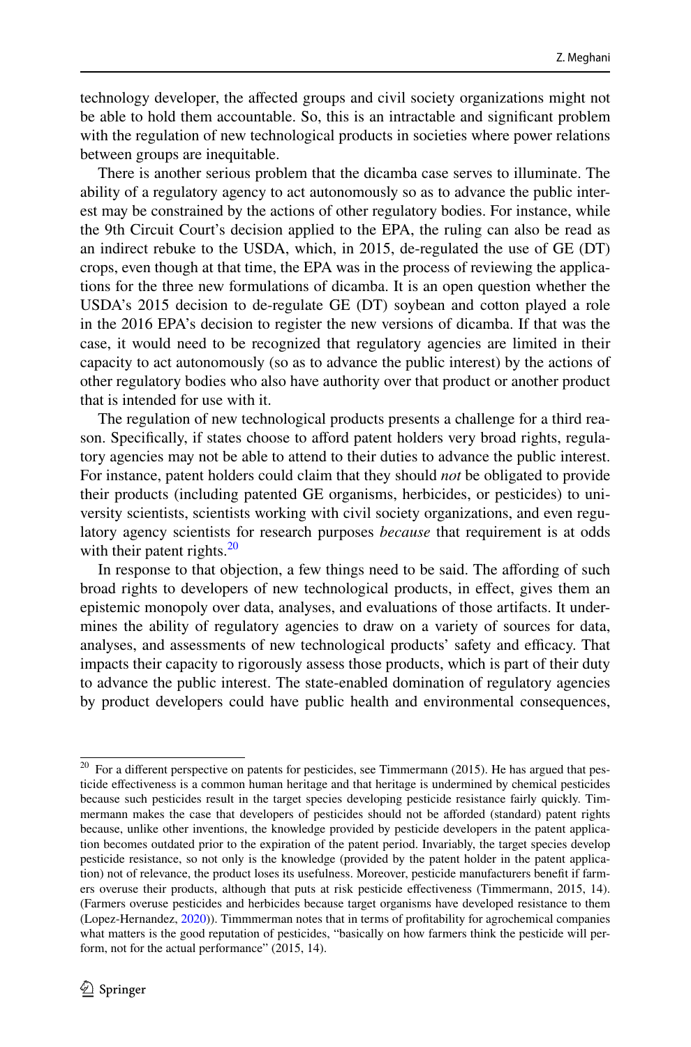technology developer, the affected groups and civil society organizations might not be able to hold them accountable. So, this is an intractable and significant problem with the regulation of new technological products in societies where power relations between groups are inequitable.

There is another serious problem that the dicamba case serves to illuminate. The ability of a regulatory agency to act autonomously so as to advance the public interest may be constrained by the actions of other regulatory bodies. For instance, while the 9th Circuit Court's decision applied to the EPA, the ruling can also be read as an indirect rebuke to the USDA, which, in 2015, de-regulated the use of GE (DT) crops, even though at that time, the EPA was in the process of reviewing the applications for the three new formulations of dicamba. It is an open question whether the USDA's 2015 decision to de-regulate GE (DT) soybean and cotton played a role in the 2016 EPA's decision to register the new versions of dicamba. If that was the case, it would need to be recognized that regulatory agencies are limited in their capacity to act autonomously (so as to advance the public interest) by the actions of other regulatory bodies who also have authority over that product or another product that is intended for use with it.

The regulation of new technological products presents a challenge for a third reason. Specifically, if states choose to afford patent holders very broad rights, regulatory agencies may not be able to attend to their duties to advance the public interest. For instance, patent holders could claim that they should *not* be obligated to provide their products (including patented GE organisms, herbicides, or pesticides) to university scientists, scientists working with civil society organizations, and even regulatory agency scientists for research purposes *because* that requirement is at odds with their patent rights.[20]

In response to that objection, a few things need to be said. The affording of such broad rights to developers of new technological products, in effect, gives them an epistemic monopoly over data, analyses, and evaluations of those artifacts. It undermines the ability of regulatory agencies to draw on a variety of sources for data, analyses, and assessments of new technological products' safety and efficacy. That impacts their capacity to rigorously assess those products, which is part of their duty to advance the public interest. The state-enabled domination of regulatory agencies by product developers could have public health and environmental consequences,

[20] For a different perspective on patents for pesticides, see Timmermann (2015). He has argued that pesticide effectiveness is a common human heritage and that heritage is undermined by chemical pesticides because such pesticides result in the target species developing pesticide resistance fairly quickly. Timmermann makes the case that developers of pesticides should not be afforded (standard) patent rights because, unlike other inventions, the knowledge provided by pesticide developers in the patent application becomes outdated prior to the expiration of the patent period. Invariably, the target species develop pesticide resistance, so not only is the knowledge (provided by the patent holder in the patent application) not of relevance, the product loses its usefulness. Moreover, pesticide manufacturers benefit if farmers overuse their products, although that puts at risk pesticide effectiveness (Timmermann, 2015, 14). (Farmers overuse pesticides and herbicides because target organisms have developed resistance to them (Lopez-Hernandez, 2020)). Timmmerman notes that in terms of profitability for agrochemical companies what matters is the good reputation of pesticides, "basically on how farmers think the pesticide will perform, not for the actual performance" (2015, 14).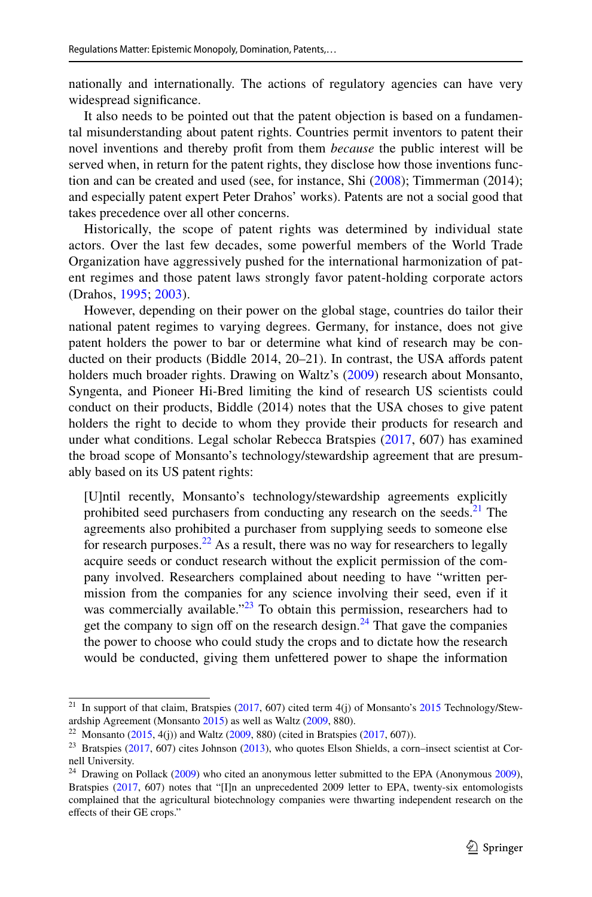nationally and internationally. The actions of regulatory agencies can have very widespread significance.

It also needs to be pointed out that the patent objection is based on a fundamental misunderstanding about patent rights. Countries permit inventors to patent their novel inventions and thereby profit from them *because* the public interest will be served when, in return for the patent rights, they disclose how those inventions function and can be created and used (see, for instance, Shi (2008); Timmerman (2014); and especially patent expert Peter Drahos' works). Patents are not a social good that takes precedence over all other concerns.

Historically, the scope of patent rights was determined by individual state actors. Over the last few decades, some powerful members of the World Trade Organization have aggressively pushed for the international harmonization of patent regimes and those patent laws strongly favor patent-holding corporate actors (Drahos, 1995; 2003).

However, depending on their power on the global stage, countries do tailor their national patent regimes to varying degrees. Germany, for instance, does not give patent holders the power to bar or determine what kind of research may be conducted on their products (Biddle 2014, 20–21). In contrast, the USA affords patent holders much broader rights. Drawing on Waltz's (2009) research about Monsanto, Syngenta, and Pioneer Hi-Bred limiting the kind of research US scientists could conduct on their products, Biddle (2014) notes that the USA choses to give patent holders the right to decide to whom they provide their products for research and under what conditions. Legal scholar Rebecca Bratspies (2017, 607) has examined the broad scope of Monsanto's technology/stewardship agreement that are presumably based on its US patent rights:

> [U]ntil recently, Monsanto's technology/stewardship agreements explicitly prohibited seed purchasers from conducting any research on the seeds.[21] The agreements also prohibited a purchaser from supplying seeds to someone else for research purposes.[22] As a result, there was no way for researchers to legally acquire seeds or conduct research without the explicit permission of the company involved. Researchers complained about needing to have "written permission from the companies for any science involving their seed, even if it was commercially available."[23] To obtain this permission, researchers had to get the company to sign off on the research design.[24] That gave the companies the power to choose who could study the crops and to dictate how the research would be conducted, giving them unfettered power to shape the information

---

[21] In support of that claim, Bratspies (2017, 607) cited term 4(j) of Monsanto's 2015 Technology/Stewardship Agreement (Monsanto 2015) as well as Waltz (2009, 880).

[22] Monsanto (2015, 4(j)) and Waltz (2009, 880) (cited in Bratspies (2017, 607)).

[23] Bratspies (2017, 607) cites Johnson (2013), who quotes Elson Shields, a corn–insect scientist at Cornell University.

[24] Drawing on Pollack (2009) who cited an anonymous letter submitted to the EPA (Anonymous 2009), Bratspies (2017, 607) notes that "[I]n an unprecedented 2009 letter to EPA, twenty-six entomologists complained that the agricultural biotechnology companies were thwarting independent research on the effects of their GE crops."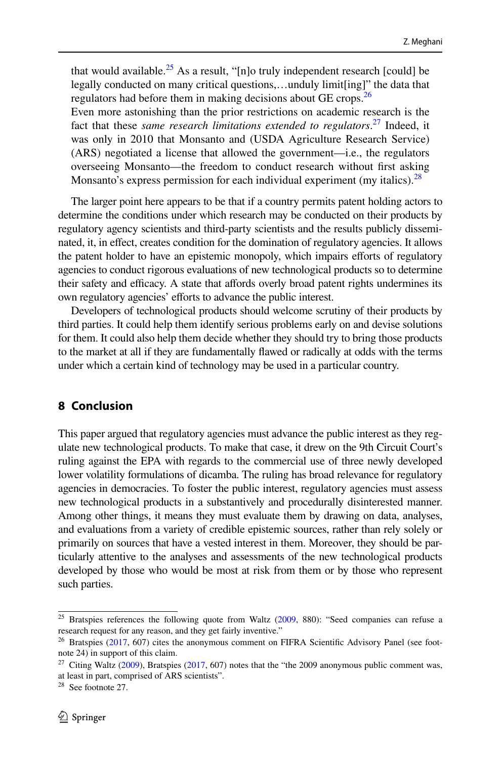that would available.[25] As a result, "[n]o truly independent research [could] be legally conducted on many critical questions,…unduly limit[ing]" the data that regulators had before them in making decisions about GE crops.[26]

Even more astonishing than the prior restrictions on academic research is the fact that these *same research limitations extended to regulators*.[27] Indeed, it was only in 2010 that Monsanto and (USDA Agriculture Research Service) (ARS) negotiated a license that allowed the government—i.e., the regulators overseeing Monsanto—the freedom to conduct research without first asking Monsanto's express permission for each individual experiment (my italics).[28]

The larger point here appears to be that if a country permits patent holding actors to determine the conditions under which research may be conducted on their products by regulatory agency scientists and third-party scientists and the results publicly disseminated, it, in effect, creates condition for the domination of regulatory agencies. It allows the patent holder to have an epistemic monopoly, which impairs efforts of regulatory agencies to conduct rigorous evaluations of new technological products so to determine their safety and efficacy. A state that affords overly broad patent rights undermines its own regulatory agencies' efforts to advance the public interest.

Developers of technological products should welcome scrutiny of their products by third parties. It could help them identify serious problems early on and devise solutions for them. It could also help them decide whether they should try to bring those products to the market at all if they are fundamentally flawed or radically at odds with the terms under which a certain kind of technology may be used in a particular country.

## 8 Conclusion

This paper argued that regulatory agencies must advance the public interest as they regulate new technological products. To make that case, it drew on the 9th Circuit Court's ruling against the EPA with regards to the commercial use of three newly developed lower volatility formulations of dicamba. The ruling has broad relevance for regulatory agencies in democracies. To foster the public interest, regulatory agencies must assess new technological products in a substantively and procedurally disinterested manner. Among other things, it means they must evaluate them by drawing on data, analyses, and evaluations from a variety of credible epistemic sources, rather than rely solely or primarily on sources that have a vested interest in them. Moreover, they should be particularly attentive to the analyses and assessments of the new technological products developed by those who would be most at risk from them or by those who represent such parties.

---

[25] Bratspies references the following quote from Waltz (2009, 880): "Seed companies can refuse a research request for any reason, and they get fairly inventive."

[26] Bratspies (2017, 607) cites the anonymous comment on FIFRA Scientific Advisory Panel (see footnote 24) in support of this claim.

[27] Citing Waltz (2009), Bratspies (2017, 607) notes that the "the 2009 anonymous public comment was, at least in part, comprised of ARS scientists".

[28] See footnote 27.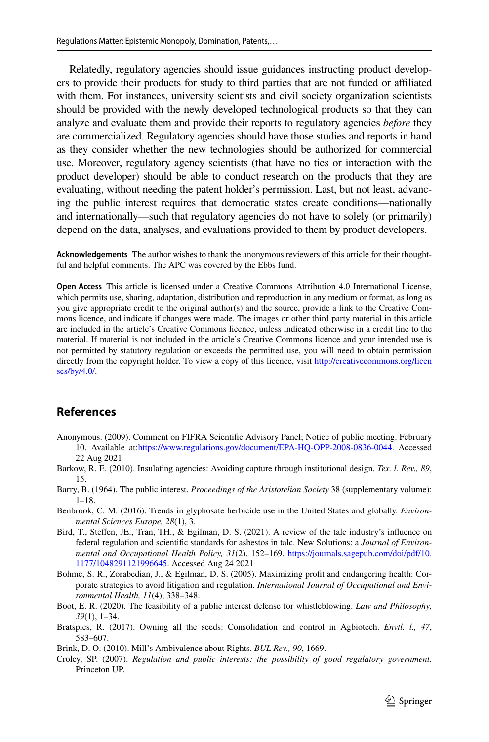Relatedly, regulatory agencies should issue guidances instructing product developers to provide their products for study to third parties that are not funded or affiliated with them. For instances, university scientists and civil society organization scientists should be provided with the newly developed technological products so that they can analyze and evaluate them and provide their reports to regulatory agencies *before* they are commercialized. Regulatory agencies should have those studies and reports in hand as they consider whether the new technologies should be authorized for commercial use. Moreover, regulatory agency scientists (that have no ties or interaction with the product developer) should be able to conduct research on the products that they are evaluating, without needing the patent holder's permission. Last, but not least, advancing the public interest requires that democratic states create conditions—nationally and internationally—such that regulatory agencies do not have to solely (or primarily) depend on the data, analyses, and evaluations provided to them by product developers.

**Acknowledgements** The author wishes to thank the anonymous reviewers of this article for their thoughtful and helpful comments. The APC was covered by the Ebbs fund.

**Open Access** This article is licensed under a Creative Commons Attribution 4.0 International License, which permits use, sharing, adaptation, distribution and reproduction in any medium or format, as long as you give appropriate credit to the original author(s) and the source, provide a link to the Creative Commons licence, and indicate if changes were made. The images or other third party material in this article are included in the article's Creative Commons licence, unless indicated otherwise in a credit line to the material. If material is not included in the article's Creative Commons licence and your intended use is not permitted by statutory regulation or exceeds the permitted use, you will need to obtain permission directly from the copyright holder. To view a copy of this licence, visit http://creativecommons.org/licenses/by/4.0/.

## References

Anonymous. (2009). Comment on FIFRA Scientific Advisory Panel; Notice of public meeting. February 10. Available at:https://www.regulations.gov/document/EPA-HQ-OPP-2008-0836-0044. Accessed 22 Aug 2021

Barkow, R. E. (2010). Insulating agencies: Avoiding capture through institutional design. *Tex. l. Rev., 89*, 15.

Barry, B. (1964). The public interest. *Proceedings of the Aristotelian Society* 38 (supplementary volume): 1–18.

Benbrook, C. M. (2016). Trends in glyphosate herbicide use in the United States and globally. *Environmental Sciences Europe, 28*(1), 3.

Bird, T., Steffen, JE., Tran, TH., & Egilman, D. S. (2021). A review of the talc industry's influence on federal regulation and scientific standards for asbestos in talc. New Solutions: a *Journal of Environmental and Occupational Health Policy, 31*(2), 152–169. https://journals.sagepub.com/doi/pdf/10.1177/1048291121996645. Accessed Aug 24 2021

Bohme, S. R., Zorabedian, J., & Egilman, D. S. (2005). Maximizing profit and endangering health: Corporate strategies to avoid litigation and regulation. *International Journal of Occupational and Environmental Health, 11*(4), 338–348.

Boot, E. R. (2020). The feasibility of a public interest defense for whistleblowing. *Law and Philosophy, 39*(1), 1–34.

Bratspies, R. (2017). Owning all the seeds: Consolidation and control in Agbiotech. *Envtl. l., 47*, 583–607.

Brink, D. O. (2010). Mill's Ambivalence about Rights. *BUL Rev., 90*, 1669.

Croley, SP. (2007). *Regulation and public interests: the possibility of good regulatory government.* Princeton UP.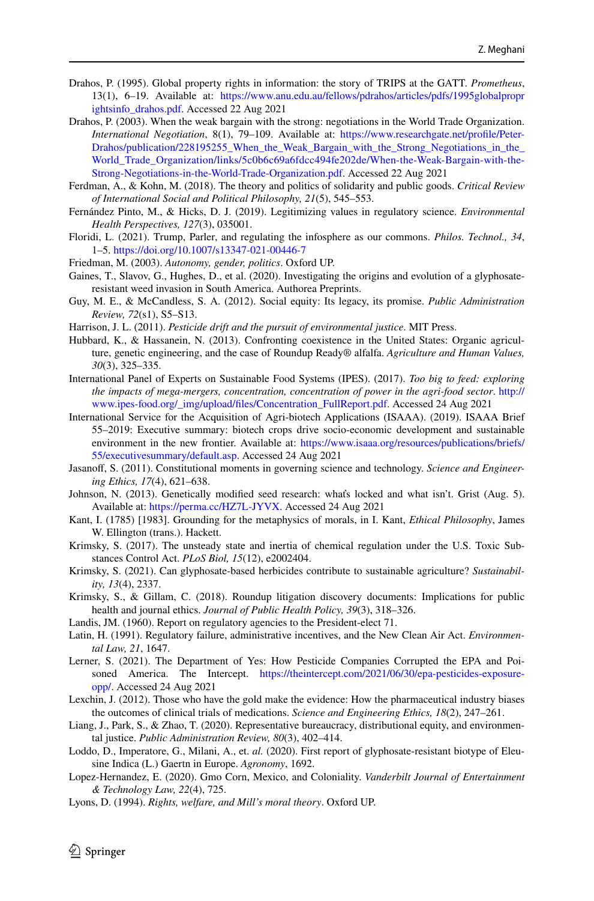Drahos, P. (1995). Global property rights in information: the story of TRIPS at the GATT. *Prometheus*, 13(1), 6–19. Available at: https://www.anu.edu.au/fellows/pdrahos/articles/pdfs/1995globalpropr ightsinfo_drahos.pdf. Accessed 22 Aug 2021

Drahos, P. (2003). When the weak bargain with the strong: negotiations in the World Trade Organization. *International Negotiation*, 8(1), 79–109. Available at: https://www.researchgate.net/profile/Peter-Drahos/publication/228195255_When_the_Weak_Bargain_with_the_Strong_Negotiations_in_the_World_Trade_Organization/links/5c0b6c69a6fdcc494fe202de/When-the-Weak-Bargain-with-the-Strong-Negotiations-in-the-World-Trade-Organization.pdf. Accessed 22 Aug 2021

Ferdman, A., & Kohn, M. (2018). The theory and politics of solidarity and public goods. *Critical Review of International Social and Political Philosophy, 21*(5), 545–553.

Fernández Pinto, M., & Hicks, D. J. (2019). Legitimizing values in regulatory science. *Environmental Health Perspectives, 127*(3), 035001.

Floridi, L. (2021). Trump, Parler, and regulating the infosphere as our commons. *Philos. Technol., 34*, 1–5. https://doi.org/10.1007/s13347-021-00446-7

Friedman, M. (2003). *Autonomy, gender, politics*. Oxford UP.

Gaines, T., Slavov, G., Hughes, D., et al. (2020). Investigating the origins and evolution of a glyphosate-resistant weed invasion in South America. Authorea Preprints.

Guy, M. E., & McCandless, S. A. (2012). Social equity: Its legacy, its promise. *Public Administration Review, 72*(s1), S5–S13.

Harrison, J. L. (2011). *Pesticide drift and the pursuit of environmental justice*. MIT Press.

Hubbard, K., & Hassanein, N. (2013). Confronting coexistence in the United States: Organic agriculture, genetic engineering, and the case of Roundup Ready® alfalfa. *Agriculture and Human Values, 30*(3), 325–335.

International Panel of Experts on Sustainable Food Systems (IPES). (2017). *Too big to feed: exploring the impacts of mega-mergers, concentration, concentration of power in the agri-food sector*. http://www.ipes-food.org/_img/upload/files/Concentration_FullReport.pdf. Accessed 24 Aug 2021

International Service for the Acquisition of Agri-biotech Applications (ISAAA). (2019). ISAAA Brief 55–2019: Executive summary: biotech crops drive socio-economic development and sustainable environment in the new frontier. Available at: https://www.isaaa.org/resources/publications/briefs/55/executivesummary/default.asp. Accessed 24 Aug 2021

Jasanoff, S. (2011). Constitutional moments in governing science and technology. *Science and Engineering Ethics, 17*(4), 621–638.

Johnson, N. (2013). Genetically modified seed research: what's locked and what isn't. Grist (Aug. 5). Available at: https://perma.cc/HZ7L-JYVX. Accessed 24 Aug 2021

Kant, I. (1785) [1983]. Grounding for the metaphysics of morals, in I. Kant, *Ethical Philosophy*, James W. Ellington (trans.). Hackett.

Krimsky, S. (2017). The unsteady state and inertia of chemical regulation under the U.S. Toxic Substances Control Act. *PLoS Biol, 15*(12), e2002404.

Krimsky, S. (2021). Can glyphosate-based herbicides contribute to sustainable agriculture? *Sustainability, 13*(4), 2337.

Krimsky, S., & Gillam, C. (2018). Roundup litigation discovery documents: Implications for public health and journal ethics. *Journal of Public Health Policy, 39*(3), 318–326.

Landis, JM. (1960). Report on regulatory agencies to the President-elect 71.

Latin, H. (1991). Regulatory failure, administrative incentives, and the New Clean Air Act. *Environmental Law, 21*, 1647.

Lerner, S. (2021). The Department of Yes: How Pesticide Companies Corrupted the EPA and Poisoned America. The Intercept. https://theintercept.com/2021/06/30/epa-pesticides-exposure-opp/. Accessed 24 Aug 2021

Lexchin, J. (2012). Those who have the gold make the evidence: How the pharmaceutical industry biases the outcomes of clinical trials of medications. *Science and Engineering Ethics, 18*(2), 247–261.

Liang, J., Park, S., & Zhao, T. (2020). Representative bureaucracy, distributional equity, and environmental justice. *Public Administration Review, 80*(3), 402–414.

Loddo, D., Imperatore, G., Milani, A., et. *al.* (2020). First report of glyphosate-resistant biotype of Eleusine Indica (L.) Gaertn in Europe. *Agronomy*, 1692.

Lopez-Hernandez, E. (2020). Gmo Corn, Mexico, and Coloniality. *Vanderbilt Journal of Entertainment & Technology Law, 22*(4), 725.

Lyons, D. (1994). *Rights, welfare, and Mill's moral theory*. Oxford UP.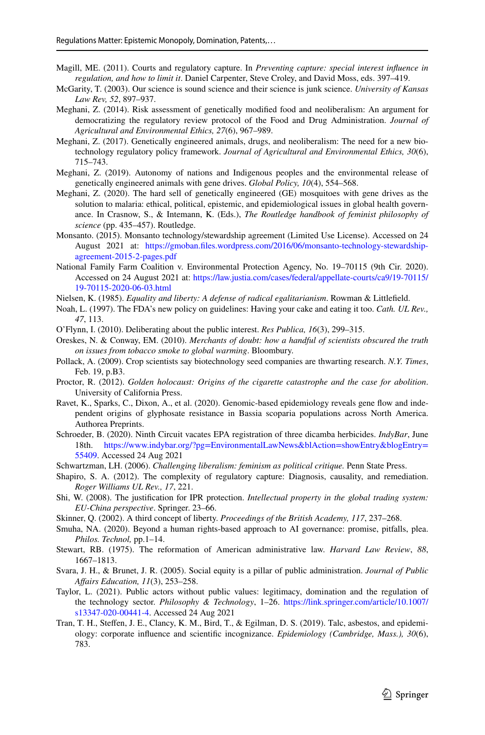Magill, ME. (2011). Courts and regulatory capture. In *Preventing capture: special interest influence in regulation, and how to limit it*. Daniel Carpenter, Steve Croley, and David Moss, eds. 397–419.

McGarity, T. (2003). Our science is sound science and their science is junk science. *University of Kansas Law Rev, 52*, 897–937.

Meghani, Z. (2014). Risk assessment of genetically modified food and neoliberalism: An argument for democratizing the regulatory review protocol of the Food and Drug Administration. *Journal of Agricultural and Environmental Ethics, 27*(6), 967–989.

Meghani, Z. (2017). Genetically engineered animals, drugs, and neoliberalism: The need for a new biotechnology regulatory policy framework. *Journal of Agricultural and Environmental Ethics, 30*(6), 715–743.

Meghani, Z. (2019). Autonomy of nations and Indigenous peoples and the environmental release of genetically engineered animals with gene drives. *Global Policy, 10*(4), 554–568.

Meghani, Z. (2020). The hard sell of genetically engineered (GE) mosquitoes with gene drives as the solution to malaria: ethical, political, epistemic, and epidemiological issues in global health governance. In Crasnow, S., & Intemann, K. (Eds.), *The Routledge handbook of feminist philosophy of science* (pp. 435–457). Routledge.

Monsanto. (2015). Monsanto technology/stewardship agreement (Limited Use License). Accessed on 24 August 2021 at: https://gmoban.files.wordpress.com/2016/06/monsanto-technology-stewardship-agreement-2015-2-pages.pdf

National Family Farm Coalition v. Environmental Protection Agency, No. 19–70115 (9th Cir. 2020). Accessed on 24 August 2021 at: https://law.justia.com/cases/federal/appellate-courts/ca9/19-70115/19-70115-2020-06-03.html

Nielsen, K. (1985). *Equality and liberty: A defense of radical egalitarianism*. Rowman & Littlefield.

Noah, L. (1997). The FDA's new policy on guidelines: Having your cake and eating it too. *Cath. UL Rev., 47*, 113.

O'Flynn, I. (2010). Deliberating about the public interest. *Res Publica, 16*(3), 299–315.

Oreskes, N. & Conway, EM. (2010). *Merchants of doubt: how a handful of scientists obscured the truth on issues from tobacco smoke to global warming*. Bloombury.

Pollack, A. (2009). Crop scientists say biotechnology seed companies are thwarting research. *N.Y. Times*, Feb. 19, p.B3.

Proctor, R. (2012). *Golden holocaust: Origins of the cigarette catastrophe and the case for abolition*. University of California Press.

Ravet, K., Sparks, C., Dixon, A., et al. (2020). Genomic-based epidemiology reveals gene flow and independent origins of glyphosate resistance in Bassia scoparia populations across North America. Authorea Preprints.

Schroeder, B. (2020). Ninth Circuit vacates EPA registration of three dicamba herbicides. *IndyBar*, June 18th. https://www.indybar.org/?pg=EnvironmentalLawNews&blAction=showEntry&blogEntry=55409. Accessed 24 Aug 2021

Schwartzman, LH. (2006). *Challenging liberalism: feminism as political critique.* Penn State Press.

Shapiro, S. A. (2012). The complexity of regulatory capture: Diagnosis, causality, and remediation. *Roger Williams UL Rev., 17*, 221.

Shi, W. (2008). The justification for IPR protection. *Intellectual property in the global trading system: EU-China perspective*. Springer. 23–66.

Skinner, Q. (2002). A third concept of liberty. *Proceedings of the British Academy, 117*, 237–268.

Smuha, NA. (2020). Beyond a human rights-based approach to AI governance: promise, pitfalls, plea. *Philos. Technol,* pp.1–14.

Stewart, RB. (1975). The reformation of American administrative law. *Harvard Law Review*, *88*, 1667–1813.

Svara, J. H., & Brunet, J. R. (2005). Social equity is a pillar of public administration. *Journal of Public Affairs Education, 11*(3), 253–258.

Taylor, L. (2021). Public actors without public values: legitimacy, domination and the regulation of the technology sector. *Philosophy & Technology*, 1–26. https://link.springer.com/article/10.1007/s13347-020-00441-4. Accessed 24 Aug 2021

Tran, T. H., Steffen, J. E., Clancy, K. M., Bird, T., & Egilman, D. S. (2019). Talc, asbestos, and epidemiology: corporate influence and scientific incognizance. *Epidemiology (Cambridge, Mass.), 30*(6), 783.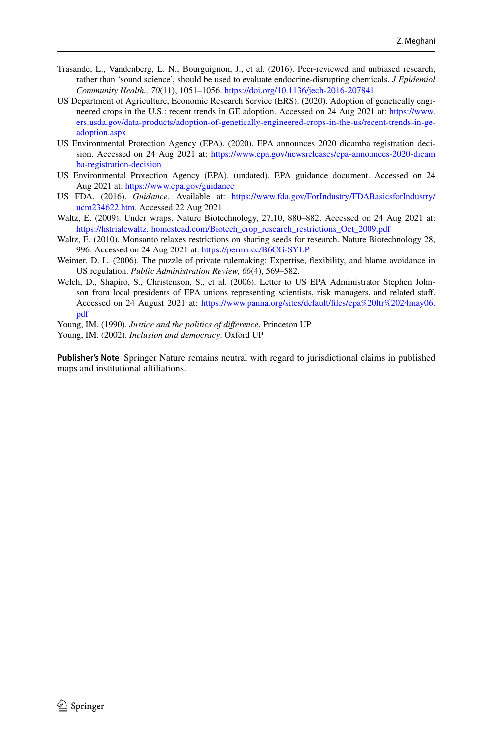Trasande, L., Vandenberg, L. N., Bourguignon, J., et al. (2016). Peer-reviewed and unbiased research, rather than 'sound science', should be used to evaluate endocrine-disrupting chemicals. *J Epidemiol Community Health., 70*(11), 1051–1056. https://doi.org/10.1136/jech-2016-207841

US Department of Agriculture, Economic Research Service (ERS). (2020). Adoption of genetically engineered crops in the U.S.: recent trends in GE adoption. Accessed on 24 Aug 2021 at: https://www.ers.usda.gov/data-products/adoption-of-genetically-engineered-crops-in-the-us/recent-trends-in-ge-adoption.aspx

US Environmental Protection Agency (EPA). (2020). EPA announces 2020 dicamba registration decision. Accessed on 24 Aug 2021 at: https://www.epa.gov/newsreleases/epa-announces-2020-dicamba-registration-decision

US Environmental Protection Agency (EPA). (undated). EPA guidance document. Accessed on 24 Aug 2021 at: https://www.epa.gov/guidance

US FDA. (2016). *Guidance*. Available at: https://www.fda.gov/ForIndustry/FDABasicsforIndustry/ucm234622.htm. Accessed 22 Aug 2021

Waltz, E. (2009). Under wraps. Nature Biotechnology, 27,10, 880–882. Accessed on 24 Aug 2021 at: https://hstrialewaltz. homestead.com/Biotech_crop_research_restrictions_Oct_2009.pdf

Waltz, E. (2010). Monsanto relaxes restrictions on sharing seeds for research. Nature Biotechnology 28, 996. Accessed on 24 Aug 2021 at: https://perma.cc/B6CG-SYLP

Weimer, D. L. (2006). The puzzle of private rulemaking: Expertise, flexibility, and blame avoidance in US regulation. *Public Administration Review, 66*(4), 569–582.

Welch, D., Shapiro, S., Christenson, S., et al. (2006). Letter to US EPA Administrator Stephen Johnson from local presidents of EPA unions representing scientists, risk managers, and related staff. Accessed on 24 August 2021 at: https://www.panna.org/sites/default/files/epa%20ltr%2024may06.pdf

Young, IM. (1990). *Justice and the politics of difference*. Princeton UP

Young, IM. (2002). *Inclusion and democracy*. Oxford UP

**Publisher's Note** Springer Nature remains neutral with regard to jurisdictional claims in published maps and institutional affiliations.